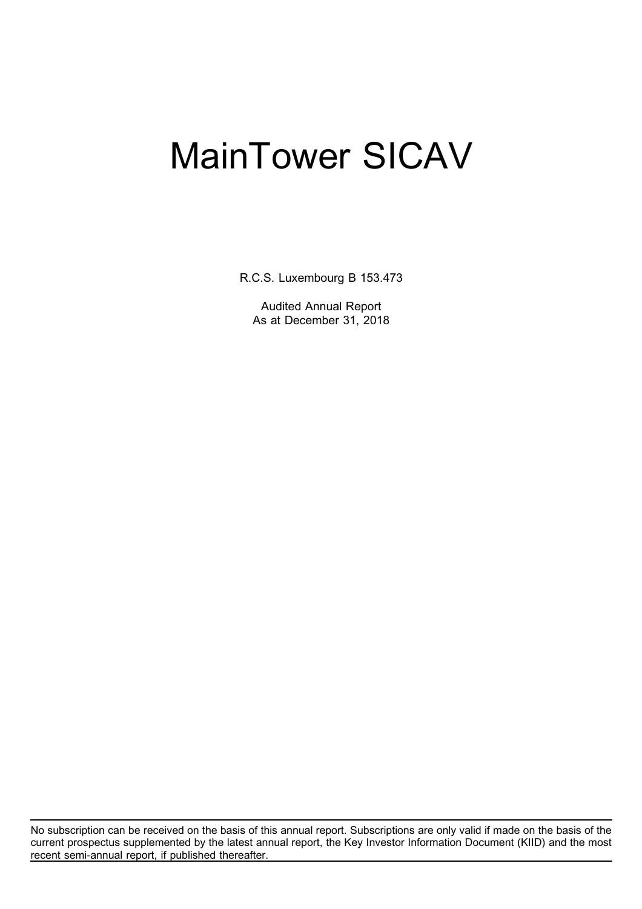# MainTower SICAV

R.C.S. Luxembourg B 153.473

Audited Annual Report
As at December 31, 2018

No subscription can be received on the basis of this annual report. Subscriptions are only valid if made on the basis of the current prospectus supplemented by the latest annual report, the Key Investor Information Document (KIID) and the most recent semi-annual report, if published thereafter.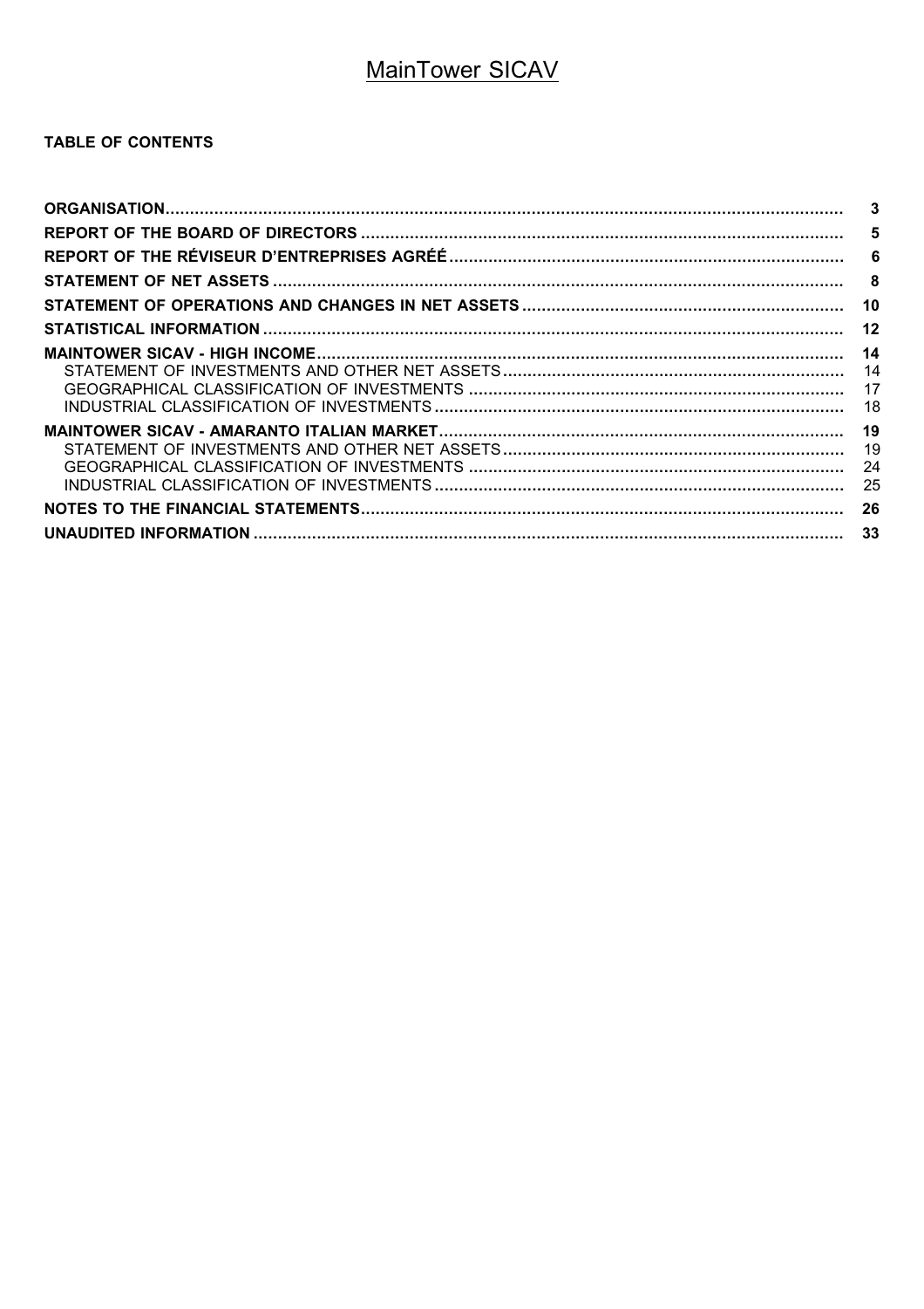# MainTower SICAV

**TABLE OF CONTENTS**

| | |
|---|---|
| **ORGANISATION** | **3** |
| **REPORT OF THE BOARD OF DIRECTORS** | **5** |
| **REPORT OF THE RÉVISEUR D'ENTREPRISES AGRÉÉ** | **6** |
| **STATEMENT OF NET ASSETS** | **8** |
| **STATEMENT OF OPERATIONS AND CHANGES IN NET ASSETS** | **10** |
| **STATISTICAL INFORMATION** | **12** |
| **MAINTOWER SICAV - HIGH INCOME** | **14** |
| STATEMENT OF INVESTMENTS AND OTHER NET ASSETS | 14 |
| GEOGRAPHICAL CLASSIFICATION OF INVESTMENTS | 17 |
| INDUSTRIAL CLASSIFICATION OF INVESTMENTS | 18 |
| **MAINTOWER SICAV - AMARANTO ITALIAN MARKET** | **19** |
| STATEMENT OF INVESTMENTS AND OTHER NET ASSETS | 19 |
| GEOGRAPHICAL CLASSIFICATION OF INVESTMENTS | 24 |
| INDUSTRIAL CLASSIFICATION OF INVESTMENTS | 25 |
| **NOTES TO THE FINANCIAL STATEMENTS** | **26** |
| **UNAUDITED INFORMATION** | **33** |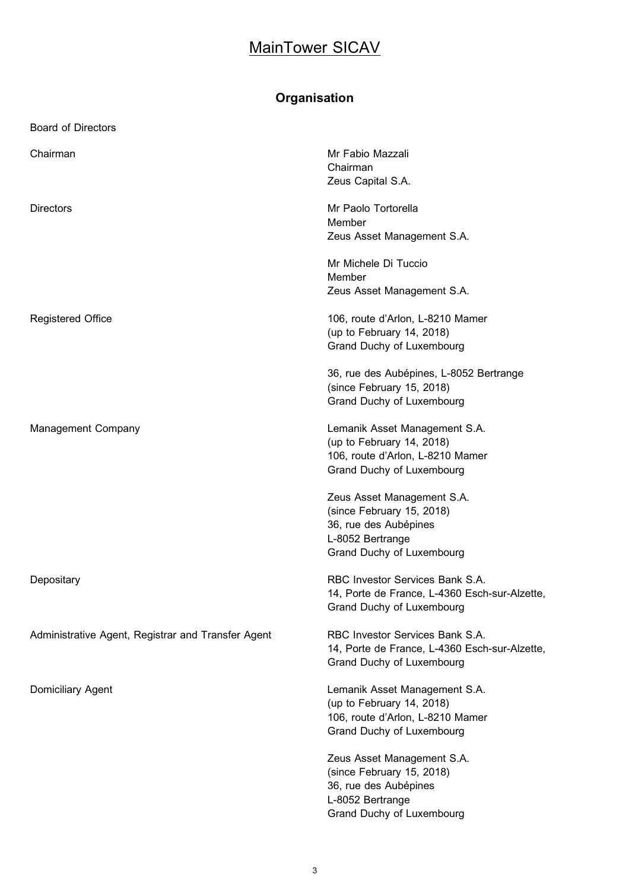# MainTower SICAV

## Organisation

| Board of Directors | |
|---|---|
| Chairman | Mr Fabio Mazzali<br>Chairman<br>Zeus Capital S.A. |
| Directors | Mr Paolo Tortorella<br>Member<br>Zeus Asset Management S.A.<br><br>Mr Michele Di Tuccio<br>Member<br>Zeus Asset Management S.A. |
| Registered Office | 106, route d'Arlon, L-8210 Mamer<br>(up to February 14, 2018)<br>Grand Duchy of Luxembourg<br><br>36, rue des Aubépines, L-8052 Bertrange<br>(since February 15, 2018)<br>Grand Duchy of Luxembourg |
| Management Company | Lemanik Asset Management S.A.<br>(up to February 14, 2018)<br>106, route d'Arlon, L-8210 Mamer<br>Grand Duchy of Luxembourg<br><br>Zeus Asset Management S.A.<br>(since February 15, 2018)<br>36, rue des Aubépines<br>L-8052 Bertrange<br>Grand Duchy of Luxembourg |
| Depositary | RBC Investor Services Bank S.A.<br>14, Porte de France, L-4360 Esch-sur-Alzette,<br>Grand Duchy of Luxembourg |
| Administrative Agent, Registrar and Transfer Agent | RBC Investor Services Bank S.A.<br>14, Porte de France, L-4360 Esch-sur-Alzette,<br>Grand Duchy of Luxembourg |
| Domiciliary Agent | Lemanik Asset Management S.A.<br>(up to February 14, 2018)<br>106, route d'Arlon, L-8210 Mamer<br>Grand Duchy of Luxembourg<br><br>Zeus Asset Management S.A.<br>(since February 15, 2018)<br>36, rue des Aubépines<br>L-8052 Bertrange<br>Grand Duchy of Luxembourg |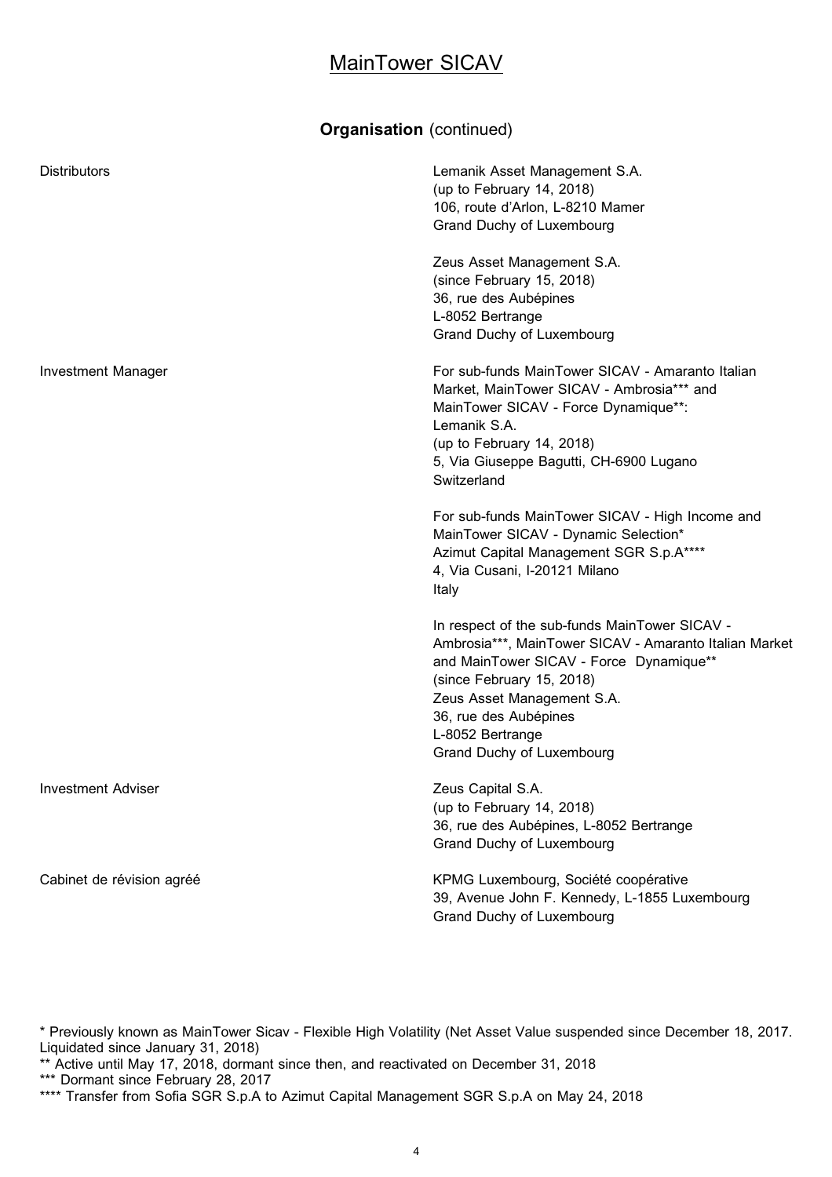# MainTower SICAV

## Organisation (continued)

| | |
|---|---|
| Distributors | Lemanik Asset Management S.A.<br>(up to February 14, 2018)<br>106, route d'Arlon, L-8210 Mamer<br>Grand Duchy of Luxembourg<br><br>Zeus Asset Management S.A.<br>(since February 15, 2018)<br>36, rue des Aubépines<br>L-8052 Bertrange<br>Grand Duchy of Luxembourg |
| Investment Manager | For sub-funds MainTower SICAV - Amaranto Italian Market, MainTower SICAV - Ambrosia*** and MainTower SICAV - Force Dynamique**:<br>Lemanik S.A.<br>(up to February 14, 2018)<br>5, Via Giuseppe Bagutti, CH-6900 Lugano<br>Switzerland<br><br>For sub-funds MainTower SICAV - High Income and MainTower SICAV - Dynamic Selection*<br>Azimut Capital Management SGR S.p.A****<br>4, Via Cusani, I-20121 Milano<br>Italy<br><br>In respect of the sub-funds MainTower SICAV - Ambrosia***, MainTower SICAV - Amaranto Italian Market and MainTower SICAV - Force Dynamique**<br>(since February 15, 2018)<br>Zeus Asset Management S.A.<br>36, rue des Aubépines<br>L-8052 Bertrange<br>Grand Duchy of Luxembourg |
| Investment Adviser | Zeus Capital S.A.<br>(up to February 14, 2018)<br>36, rue des Aubépines, L-8052 Bertrange<br>Grand Duchy of Luxembourg |
| Cabinet de révision agréé | KPMG Luxembourg, Société coopérative<br>39, Avenue John F. Kennedy, L-1855 Luxembourg<br>Grand Duchy of Luxembourg |

\* Previously known as MainTower Sicav - Flexible High Volatility (Net Asset Value suspended since December 18, 2017. Liquidated since January 31, 2018)

\*\* Active until May 17, 2018, dormant since then, and reactivated on December 31, 2018

\*\*\* Dormant since February 28, 2017

\*\*\*\* Transfer from Sofia SGR S.p.A to Azimut Capital Management SGR S.p.A on May 24, 2018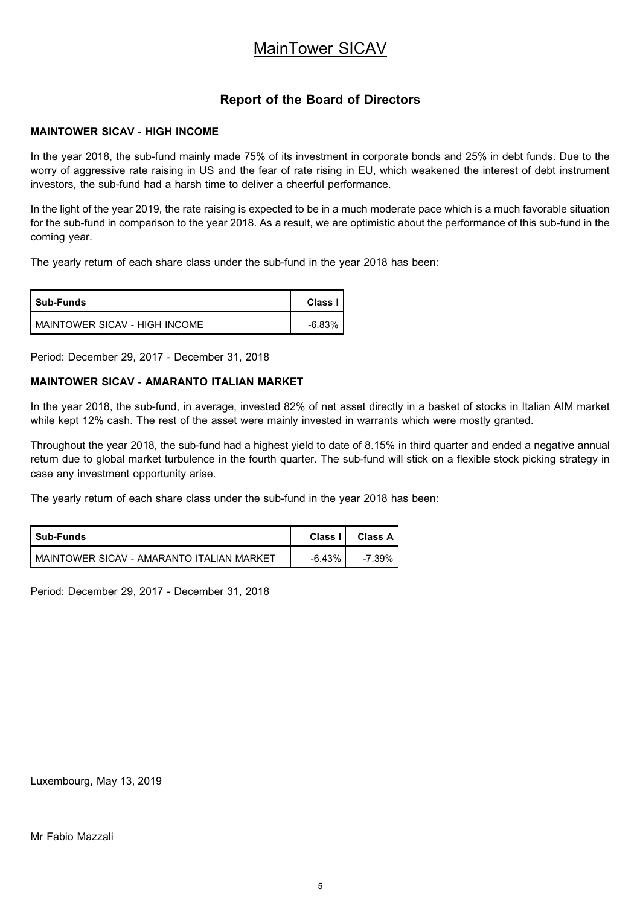# MainTower SICAV

## Report of the Board of Directors

### MAINTOWER SICAV - HIGH INCOME

In the year 2018, the sub-fund mainly made 75% of its investment in corporate bonds and 25% in debt funds. Due to the worry of aggressive rate raising in US and the fear of rate rising in EU, which weakened the interest of debt instrument investors, the sub-fund had a harsh time to deliver a cheerful performance.

In the light of the year 2019, the rate raising is expected to be in a much moderate pace which is a much favorable situation for the sub-fund in comparison to the year 2018. As a result, we are optimistic about the performance of this sub-fund in the coming year.

The yearly return of each share class under the sub-fund in the year 2018 has been:

| Sub-Funds | Class I |
|---|---|
| MAINTOWER SICAV - HIGH INCOME | -6.83% |

Period: December 29, 2017 - December 31, 2018

### MAINTOWER SICAV - AMARANTO ITALIAN MARKET

In the year 2018, the sub-fund, in average, invested 82% of net asset directly in a basket of stocks in Italian AIM market while kept 12% cash. The rest of the asset were mainly invested in warrants which were mostly granted.

Throughout the year 2018, the sub-fund had a highest yield to date of 8.15% in third quarter and ended a negative annual return due to global market turbulence in the fourth quarter. The sub-fund will stick on a flexible stock picking strategy in case any investment opportunity arise.

The yearly return of each share class under the sub-fund in the year 2018 has been:

| Sub-Funds | Class I | Class A |
|---|---|---|
| MAINTOWER SICAV - AMARANTO ITALIAN MARKET | -6.43% | -7.39% |

Period: December 29, 2017 - December 31, 2018

Luxembourg, May 13, 2019

Mr Fabio Mazzali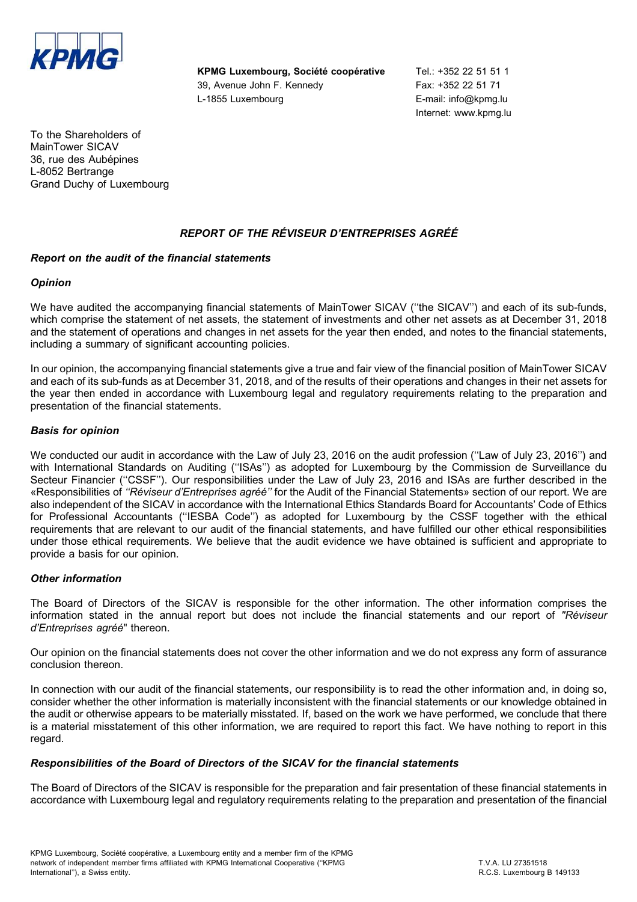**KPMG Luxembourg, Société coopérative**
39, Avenue John F. Kennedy
L-1855 Luxembourg

Tel.: +352 22 51 51 1
Fax: +352 22 51 71
E-mail: info@kpmg.lu
Internet: www.kpmg.lu

To the Shareholders of
MainTower SICAV
36, rue des Aubépines
L-8052 Bertrange
Grand Duchy of Luxembourg

## *REPORT OF THE RÉVISEUR D'ENTREPRISES AGRÉÉ*

### *Report on the audit of the financial statements*

### *Opinion*

We have audited the accompanying financial statements of MainTower SICAV (''the SICAV'') and each of its sub-funds, which comprise the statement of net assets, the statement of investments and other net assets as at December 31, 2018 and the statement of operations and changes in net assets for the year then ended, and notes to the financial statements, including a summary of significant accounting policies.

In our opinion, the accompanying financial statements give a true and fair view of the financial position of MainTower SICAV and each of its sub-funds as at December 31, 2018, and of the results of their operations and changes in their net assets for the year then ended in accordance with Luxembourg legal and regulatory requirements relating to the preparation and presentation of the financial statements.

### *Basis for opinion*

We conducted our audit in accordance with the Law of July 23, 2016 on the audit profession (''Law of July 23, 2016'') and with International Standards on Auditing (''ISAs'') as adopted for Luxembourg by the Commission de Surveillance du Secteur Financier (''CSSF''). Our responsibilities under the Law of July 23, 2016 and ISAs are further described in the «Responsibilities of *''Réviseur d'Entreprises agréé''* for the Audit of the Financial Statements» section of our report. We are also independent of the SICAV in accordance with the International Ethics Standards Board for Accountants' Code of Ethics for Professional Accountants (''IESBA Code'') as adopted for Luxembourg by the CSSF together with the ethical requirements that are relevant to our audit of the financial statements, and have fulfilled our other ethical responsibilities under those ethical requirements. We believe that the audit evidence we have obtained is sufficient and appropriate to provide a basis for our opinion.

### *Other information*

The Board of Directors of the SICAV is responsible for the other information. The other information comprises the information stated in the annual report but does not include the financial statements and our report of *"Réviseur d'Entreprises agréé"* thereon.

Our opinion on the financial statements does not cover the other information and we do not express any form of assurance conclusion thereon.

In connection with our audit of the financial statements, our responsibility is to read the other information and, in doing so, consider whether the other information is materially inconsistent with the financial statements or our knowledge obtained in the audit or otherwise appears to be materially misstated. If, based on the work we have performed, we conclude that there is a material misstatement of this other information, we are required to report this fact. We have nothing to report in this regard.

### *Responsibilities of the Board of Directors of the SICAV for the financial statements*

The Board of Directors of the SICAV is responsible for the preparation and fair presentation of these financial statements in accordance with Luxembourg legal and regulatory requirements relating to the preparation and presentation of the financial

KPMG Luxembourg, Société coopérative, a Luxembourg entity and a member firm of the KPMG network of independent member firms affiliated with KPMG International Cooperative (''KPMG International''), a Swiss entity.

T.V.A. LU 27351518
R.C.S. Luxembourg B 149133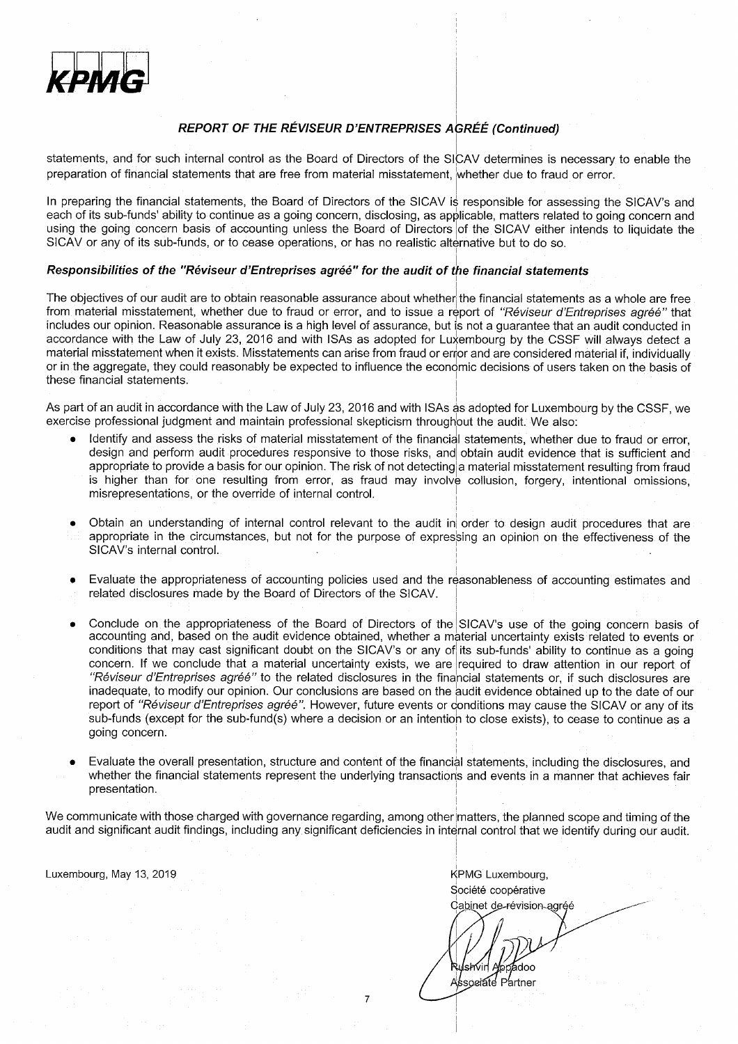KPMG

## *REPORT OF THE RÉVISEUR D'ENTREPRISES AGRÉÉ (Continued)*

statements, and for such internal control as the Board of Directors of the SICAV determines is necessary to enable the preparation of financial statements that are free from material misstatement, whether due to fraud or error.

In preparing the financial statements, the Board of Directors of the SICAV is responsible for assessing the SICAV's and each of its sub-funds' ability to continue as a going concern, disclosing, as applicable, matters related to going concern and using the going concern basis of accounting unless the Board of Directors of the SICAV either intends to liquidate the SICAV or any of its sub-funds, or to cease operations, or has no realistic alternative but to do so.

### *Responsibilities of the "Réviseur d'Entreprises agréé" for the audit of the financial statements*

The objectives of our audit are to obtain reasonable assurance about whether the financial statements as a whole are free from material misstatement, whether due to fraud or error, and to issue a report of *"Réviseur d'Entreprises agréé"* that includes our opinion. Reasonable assurance is a high level of assurance, but is not a guarantee that an audit conducted in accordance with the Law of July 23, 2016 and with ISAs as adopted for Luxembourg by the CSSF will always detect a material misstatement when it exists. Misstatements can arise from fraud or error and are considered material if, individually or in the aggregate, they could reasonably be expected to influence the economic decisions of users taken on the basis of these financial statements.

As part of an audit in accordance with the Law of July 23, 2016 and with ISAs as adopted for Luxembourg by the CSSF, we exercise professional judgment and maintain professional skepticism throughout the audit. We also:

- Identify and assess the risks of material misstatement of the financial statements, whether due to fraud or error, design and perform audit procedures responsive to those risks, and obtain audit evidence that is sufficient and appropriate to provide a basis for our opinion. The risk of not detecting a material misstatement resulting from fraud is higher than for one resulting from error, as fraud may involve collusion, forgery, intentional omissions, misrepresentations, or the override of internal control.

- Obtain an understanding of internal control relevant to the audit in order to design audit procedures that are appropriate in the circumstances, but not for the purpose of expressing an opinion on the effectiveness of the SICAV's internal control.

- Evaluate the appropriateness of accounting policies used and the reasonableness of accounting estimates and related disclosures made by the Board of Directors of the SICAV.

- Conclude on the appropriateness of the Board of Directors of the SICAV's use of the going concern basis of accounting and, based on the audit evidence obtained, whether a material uncertainty exists related to events or conditions that may cast significant doubt on the SICAV's or any of its sub-funds' ability to continue as a going concern. If we conclude that a material uncertainty exists, we are required to draw attention in our report of *"Réviseur d'Entreprises agréé"* to the related disclosures in the financial statements or, if such disclosures are inadequate, to modify our opinion. Our conclusions are based on the audit evidence obtained up to the date of our report of *"Réviseur d'Entreprises agréé"*. However, future events or conditions may cause the SICAV or any of its sub-funds (except for the sub-fund(s) where a decision or an intention to close exists), to cease to continue as a going concern.

- Evaluate the overall presentation, structure and content of the financial statements, including the disclosures, and whether the financial statements represent the underlying transactions and events in a manner that achieves fair presentation.

We communicate with those charged with governance regarding, among other matters, the planned scope and timing of the audit and significant audit findings, including any significant deficiencies in internal control that we identify during our audit.

Luxembourg, May 13, 2019

KPMG Luxembourg,
Société coopérative
Cabinet de révision agréé

Rushvin Appadoo
Associate Partner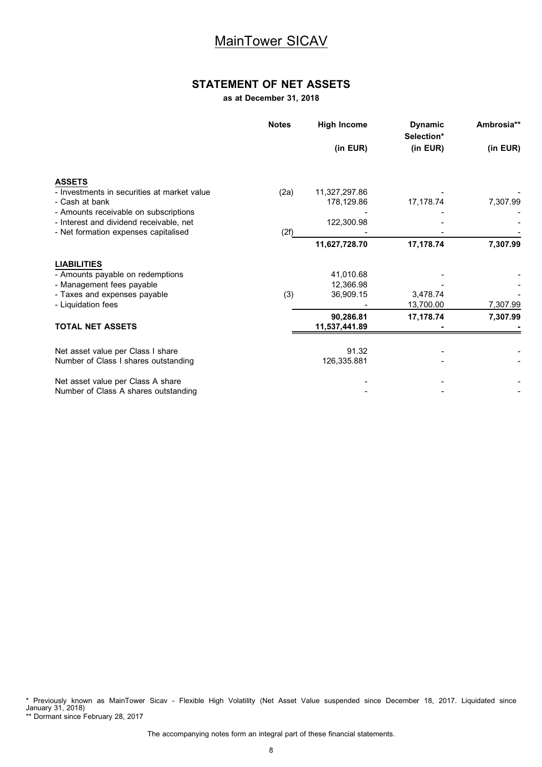# MainTower SICAV

## STATEMENT OF NET ASSETS

**as at December 31, 2018**

| | Notes | High Income (in EUR) | Dynamic Selection* (in EUR) | Ambrosia** (in EUR) |
|---|---|---|---|---|
| **ASSETS** | | | | |
| - Investments in securities at market value | (2a) | 11,327,297.86 | - | - |
| - Cash at bank | | 178,129.86 | 17,178.74 | 7,307.99 |
| - Amounts receivable on subscriptions | | - | - | - |
| - Interest and dividend receivable, net | | 122,300.98 | - | - |
| - Net formation expenses capitalised | (2f) | - | - | - |
| | | **11,627,728.70** | **17,178.74** | **7,307.99** |
| **LIABILITIES** | | | | |
| - Amounts payable on redemptions | | 41,010.68 | - | - |
| - Management fees payable | | 12,366.98 | - | - |
| - Taxes and expenses payable | (3) | 36,909.15 | 3,478.74 | - |
| - Liquidation fees | | - | 13,700.00 | 7,307.99 |
| | | **90,286.81** | **17,178.74** | **7,307.99** |
| **TOTAL NET ASSETS** | | **11,537,441.89** | **-** | **-** |
| Net asset value per Class I share | | 91.32 | - | - |
| Number of Class I shares outstanding | | 126,335.881 | - | - |
| Net asset value per Class A share | | - | - | - |
| Number of Class A shares outstanding | | - | - | - |

\* Previously known as MainTower Sicav - Flexible High Volatility (Net Asset Value suspended since December 18, 2017. Liquidated since January 31, 2018)

\** Dormant since February 28, 2017

The accompanying notes form an integral part of these financial statements.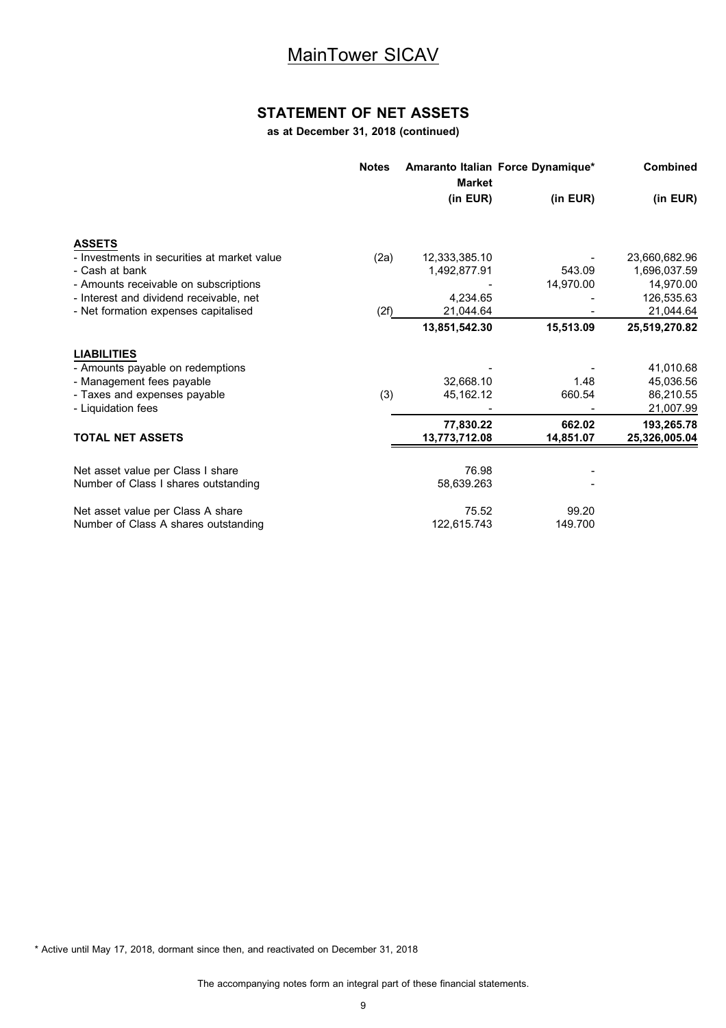# MainTower SICAV

## STATEMENT OF NET ASSETS

**as at December 31, 2018 (continued)**

| | Notes | Amaranto Italian Market (in EUR) | Force Dynamique* (in EUR) | Combined (in EUR) |
|---|---|---|---|---|
| **ASSETS** | | | | |
| - Investments in securities at market value | (2a) | 12,333,385.10 | - | 23,660,682.96 |
| - Cash at bank | | 1,492,877.91 | 543.09 | 1,696,037.59 |
| - Amounts receivable on subscriptions | | - | 14,970.00 | 14,970.00 |
| - Interest and dividend receivable, net | | 4,234.65 | - | 126,535.63 |
| - Net formation expenses capitalised | (2f) | 21,044.64 | - | 21,044.64 |
| | | **13,851,542.30** | **15,513.09** | **25,519,270.82** |
| **LIABILITIES** | | | | |
| - Amounts payable on redemptions | | - | - | 41,010.68 |
| - Management fees payable | | 32,668.10 | 1.48 | 45,036.56 |
| - Taxes and expenses payable | (3) | 45,162.12 | 660.54 | 86,210.55 |
| - Liquidation fees | | - | - | 21,007.99 |
| | | **77,830.22** | **662.02** | **193,265.78** |
| **TOTAL NET ASSETS** | | **13,773,712.08** | **14,851.07** | **25,326,005.04** |
| Net asset value per Class I share | | 76.98 | - | |
| Number of Class I shares outstanding | | 58,639.263 | - | |
| Net asset value per Class A share | | 75.52 | 99.20 | |
| Number of Class A shares outstanding | | 122,615.743 | 149.700 | |

* Active until May 17, 2018, dormant since then, and reactivated on December 31, 2018

The accompanying notes form an integral part of these financial statements.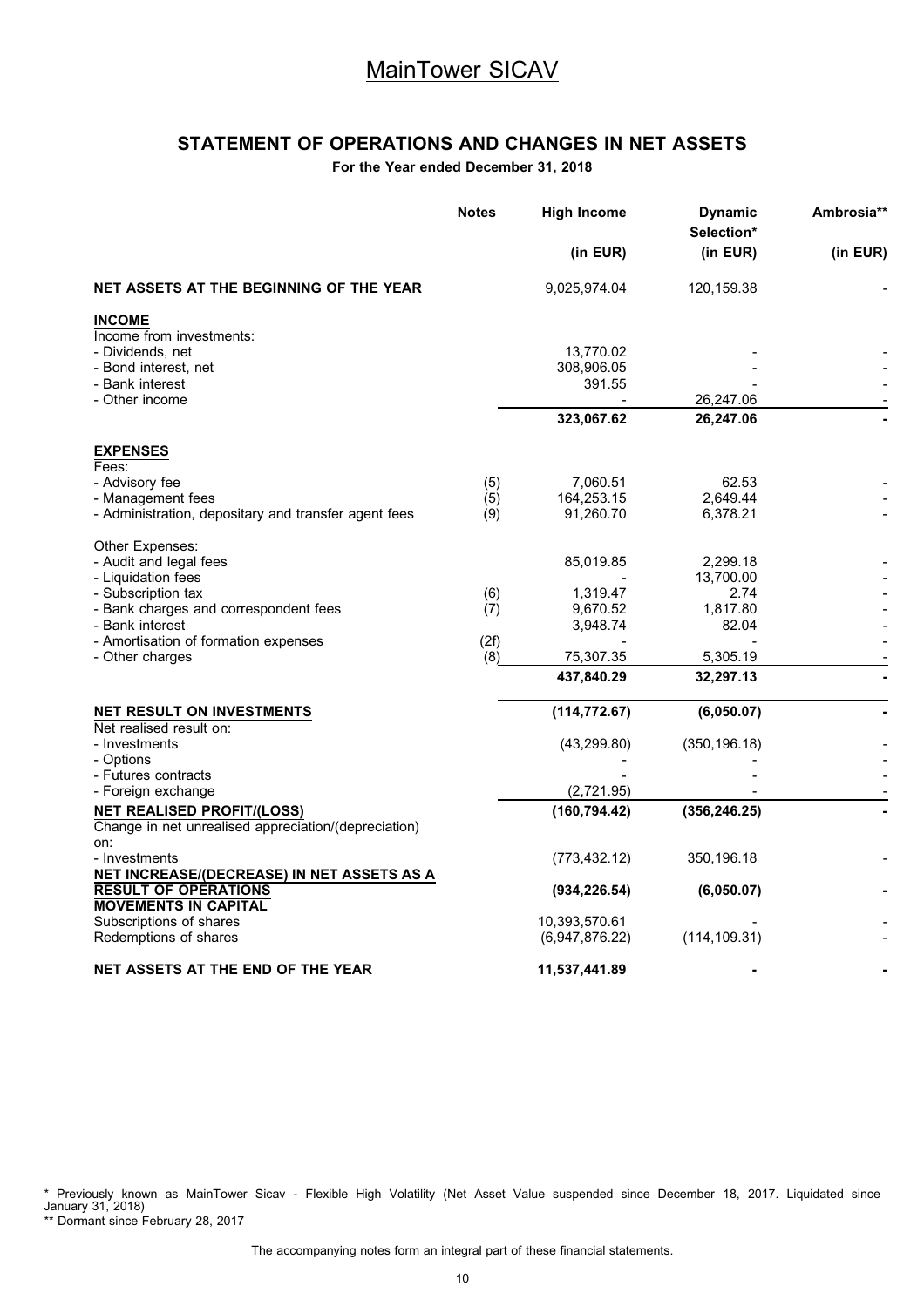# MainTower SICAV

## STATEMENT OF OPERATIONS AND CHANGES IN NET ASSETS

**For the Year ended December 31, 2018**

| | Notes | High Income (in EUR) | Dynamic Selection* (in EUR) | Ambrosia** (in EUR) |
|---|---|---|---|---|
| **NET ASSETS AT THE BEGINNING OF THE YEAR** | | 9,025,974.04 | 120,159.38 | - |
| **INCOME** | | | | |
| Income from investments: | | | | |
| - Dividends, net | | 13,770.02 | - | - |
| - Bond interest, net | | 308,906.05 | - | - |
| - Bank interest | | 391.55 | - | - |
| - Other income | | - | 26,247.06 | - |
| | | **323,067.62** | **26,247.06** | **-** |
| **EXPENSES** | | | | |
| Fees: | | | | |
| - Advisory fee | (5) | 7,060.51 | 62.53 | - |
| - Management fees | (5) | 164,253.15 | 2,649.44 | - |
| - Administration, depositary and transfer agent fees | (9) | 91,260.70 | 6,378.21 | - |
| Other Expenses: | | | | |
| - Audit and legal fees | | 85,019.85 | 2,299.18 | - |
| - Liquidation fees | | - | 13,700.00 | - |
| - Subscription tax | (6) | 1,319.47 | 2.74 | - |
| - Bank charges and correspondent fees | (7) | 9,670.52 | 1,817.80 | - |
| - Bank interest | | 3,948.74 | 82.04 | - |
| - Amortisation of formation expenses | (2f) | - | - | - |
| - Other charges | (8) | 75,307.35 | 5,305.19 | - |
| | | **437,840.29** | **32,297.13** | **-** |
| **NET RESULT ON INVESTMENTS** | | **(114,772.67)** | **(6,050.07)** | **-** |
| Net realised result on: | | | | |
| - Investments | | (43,299.80) | (350,196.18) | - |
| - Options | | - | - | - |
| - Futures contracts | | - | - | - |
| - Foreign exchange | | (2,721.95) | - | - |
| **NET REALISED PROFIT/(LOSS)** | | **(160,794.42)** | **(356,246.25)** | **-** |
| Change in net unrealised appreciation/(depreciation) on: | | | | |
| - Investments | | (773,432.12) | 350,196.18 | - |
| **NET INCREASE/(DECREASE) IN NET ASSETS AS A RESULT OF OPERATIONS** | | **(934,226.54)** | **(6,050.07)** | **-** |
| **MOVEMENTS IN CAPITAL** | | | | |
| Subscriptions of shares | | 10,393,570.61 | - | - |
| Redemptions of shares | | (6,947,876.22) | (114,109.31) | - |
| **NET ASSETS AT THE END OF THE YEAR** | | **11,537,441.89** | **-** | **-** |

\* Previously known as MainTower Sicav - Flexible High Volatility (Net Asset Value suspended since December 18, 2017. Liquidated since January 31, 2018)

\*\* Dormant since February 28, 2017

The accompanying notes form an integral part of these financial statements.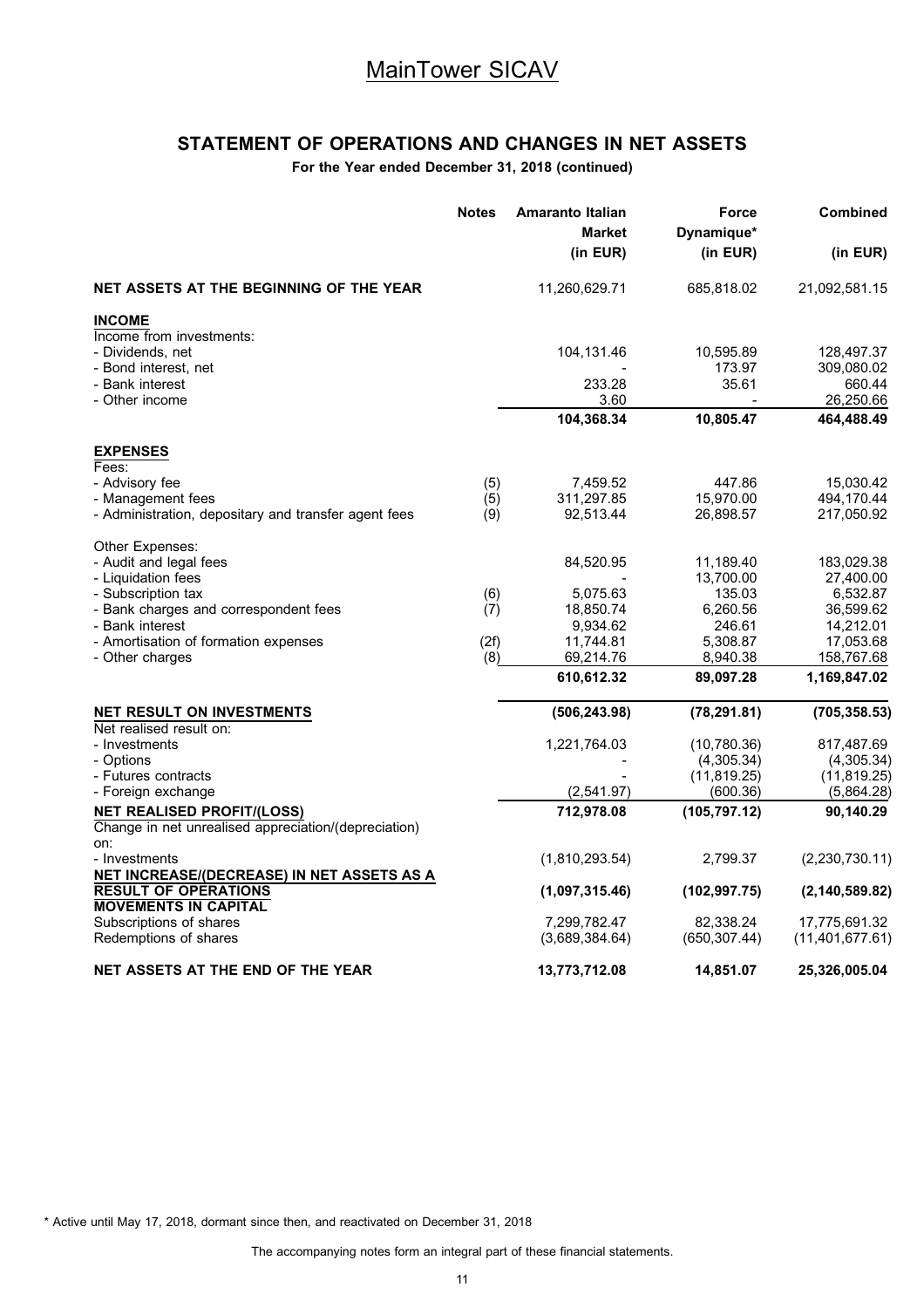# MainTower SICAV

## STATEMENT OF OPERATIONS AND CHANGES IN NET ASSETS

**For the Year ended December 31, 2018 (continued)**

| | Notes | Amaranto Italian Market (in EUR) | Force Dynamique* (in EUR) | Combined (in EUR) |
|---|---|---|---|---|
| **NET ASSETS AT THE BEGINNING OF THE YEAR** | | 11,260,629.71 | 685,818.02 | 21,092,581.15 |
| **INCOME** | | | | |
| Income from investments: | | | | |
| - Dividends, net | | 104,131.46 | 10,595.89 | 128,497.37 |
| - Bond interest, net | | - | 173.97 | 309,080.02 |
| - Bank interest | | 233.28 | 35.61 | 660.44 |
| - Other income | | 3.60 | - | 26,250.66 |
| | | **104,368.34** | **10,805.47** | **464,488.49** |
| **EXPENSES** | | | | |
| Fees: | | | | |
| - Advisory fee | (5) | 7,459.52 | 447.86 | 15,030.42 |
| - Management fees | (5) | 311,297.85 | 15,970.00 | 494,170.44 |
| - Administration, depositary and transfer agent fees | (9) | 92,513.44 | 26,898.57 | 217,050.92 |
| Other Expenses: | | | | |
| - Audit and legal fees | | 84,520.95 | 11,189.40 | 183,029.38 |
| - Liquidation fees | | - | 13,700.00 | 27,400.00 |
| - Subscription tax | (6) | 5,075.63 | 135.03 | 6,532.87 |
| - Bank charges and correspondent fees | (7) | 18,850.74 | 6,260.56 | 36,599.62 |
| - Bank interest | | 9,934.62 | 246.61 | 14,212.01 |
| - Amortisation of formation expenses | (2f) | 11,744.81 | 5,308.87 | 17,053.68 |
| - Other charges | (8) | 69,214.76 | 8,940.38 | 158,767.68 |
| | | **610,612.32** | **89,097.28** | **1,169,847.02** |
| **NET RESULT ON INVESTMENTS** | | **(506,243.98)** | **(78,291.81)** | **(705,358.53)** |
| Net realised result on: | | | | |
| - Investments | | 1,221,764.03 | (10,780.36) | 817,487.69 |
| - Options | | - | (4,305.34) | (4,305.34) |
| - Futures contracts | | - | (11,819.25) | (11,819.25) |
| - Foreign exchange | | (2,541.97) | (600.36) | (5,864.28) |
| **NET REALISED PROFIT/(LOSS)** | | **712,978.08** | **(105,797.12)** | **90,140.29** |
| Change in net unrealised appreciation/(depreciation) on: | | | | |
| - Investments | | (1,810,293.54) | 2,799.37 | (2,230,730.11) |
| **NET INCREASE/(DECREASE) IN NET ASSETS AS A RESULT OF OPERATIONS** | | **(1,097,315.46)** | **(102,997.75)** | **(2,140,589.82)** |
| **MOVEMENTS IN CAPITAL** | | | | |
| Subscriptions of shares | | 7,299,782.47 | 82,338.24 | 17,775,691.32 |
| Redemptions of shares | | (3,689,384.64) | (650,307.44) | (11,401,677.61) |
| **NET ASSETS AT THE END OF THE YEAR** | | **13,773,712.08** | **14,851.07** | **25,326,005.04** |

\* Active until May 17, 2018, dormant since then, and reactivated on December 31, 2018

The accompanying notes form an integral part of these financial statements.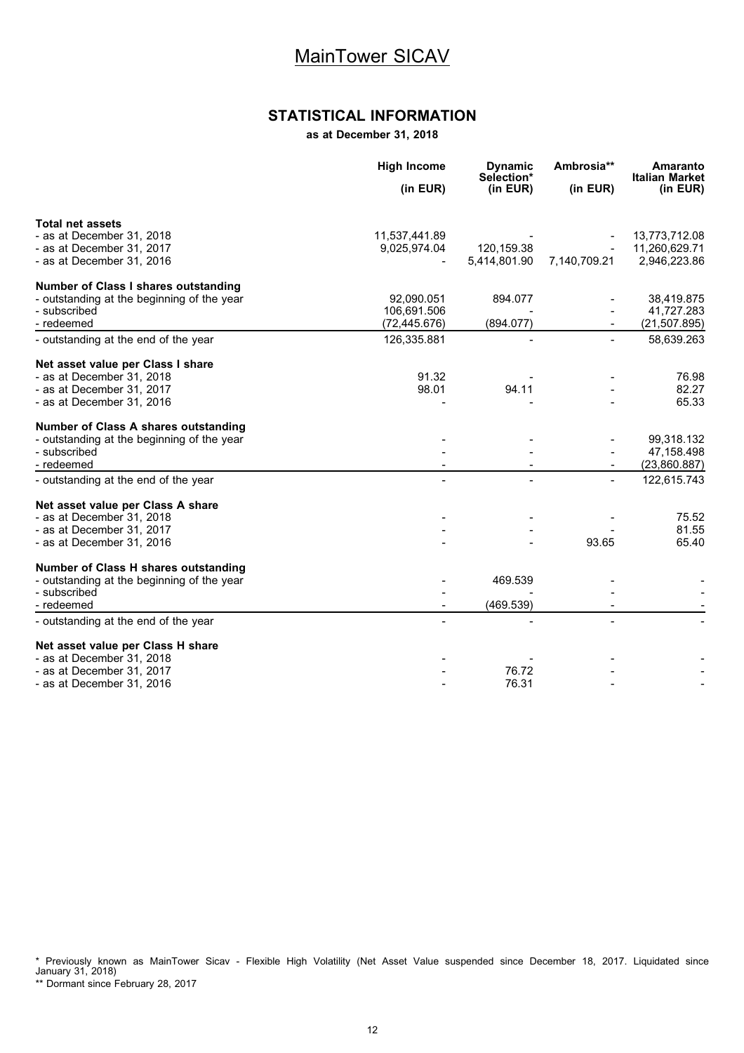# MainTower SICAV

## STATISTICAL INFORMATION

**as at December 31, 2018**

| | High Income (in EUR) | Dynamic Selection* (in EUR) | Ambrosia** (in EUR) | Amaranto Italian Market (in EUR) |
|---|---|---|---|---|
| **Total net assets** | | | | |
| - as at December 31, 2018 | 11,537,441.89 | - | - | 13,773,712.08 |
| - as at December 31, 2017 | 9,025,974.04 | 120,159.38 | - | 11,260,629.71 |
| - as at December 31, 2016 | - | 5,414,801.90 | 7,140,709.21 | 2,946,223.86 |
| **Number of Class I shares outstanding** | | | | |
| - outstanding at the beginning of the year | 92,090.051 | 894.077 | - | 38,419.875 |
| - subscribed | 106,691.506 | - | - | 41,727.283 |
| - redeemed | (72,445.676) | (894.077) | - | (21,507.895) |
| - outstanding at the end of the year | 126,335.881 | - | - | 58,639.263 |
| **Net asset value per Class I share** | | | | |
| - as at December 31, 2018 | 91.32 | - | - | 76.98 |
| - as at December 31, 2017 | 98.01 | 94.11 | - | 82.27 |
| - as at December 31, 2016 | - | - | - | 65.33 |
| **Number of Class A shares outstanding** | | | | |
| - outstanding at the beginning of the year | - | - | - | 99,318.132 |
| - subscribed | - | - | - | 47,158.498 |
| - redeemed | - | - | - | (23,860.887) |
| - outstanding at the end of the year | - | - | - | 122,615.743 |
| **Net asset value per Class A share** | | | | |
| - as at December 31, 2018 | - | - | - | 75.52 |
| - as at December 31, 2017 | - | - | - | 81.55 |
| - as at December 31, 2016 | - | - | 93.65 | 65.40 |
| **Number of Class H shares outstanding** | | | | |
| - outstanding at the beginning of the year | - | 469.539 | - | - |
| - subscribed | - | - | - | - |
| - redeemed | - | (469.539) | - | - |
| - outstanding at the end of the year | - | - | - | - |
| **Net asset value per Class H share** | | | | |
| - as at December 31, 2018 | - | - | - | - |
| - as at December 31, 2017 | - | 76.72 | - | - |
| - as at December 31, 2016 | - | 76.31 | - | - |

* Previously known as MainTower Sicav - Flexible High Volatility (Net Asset Value suspended since December 18, 2017. Liquidated since January 31, 2018)

** Dormant since February 28, 2017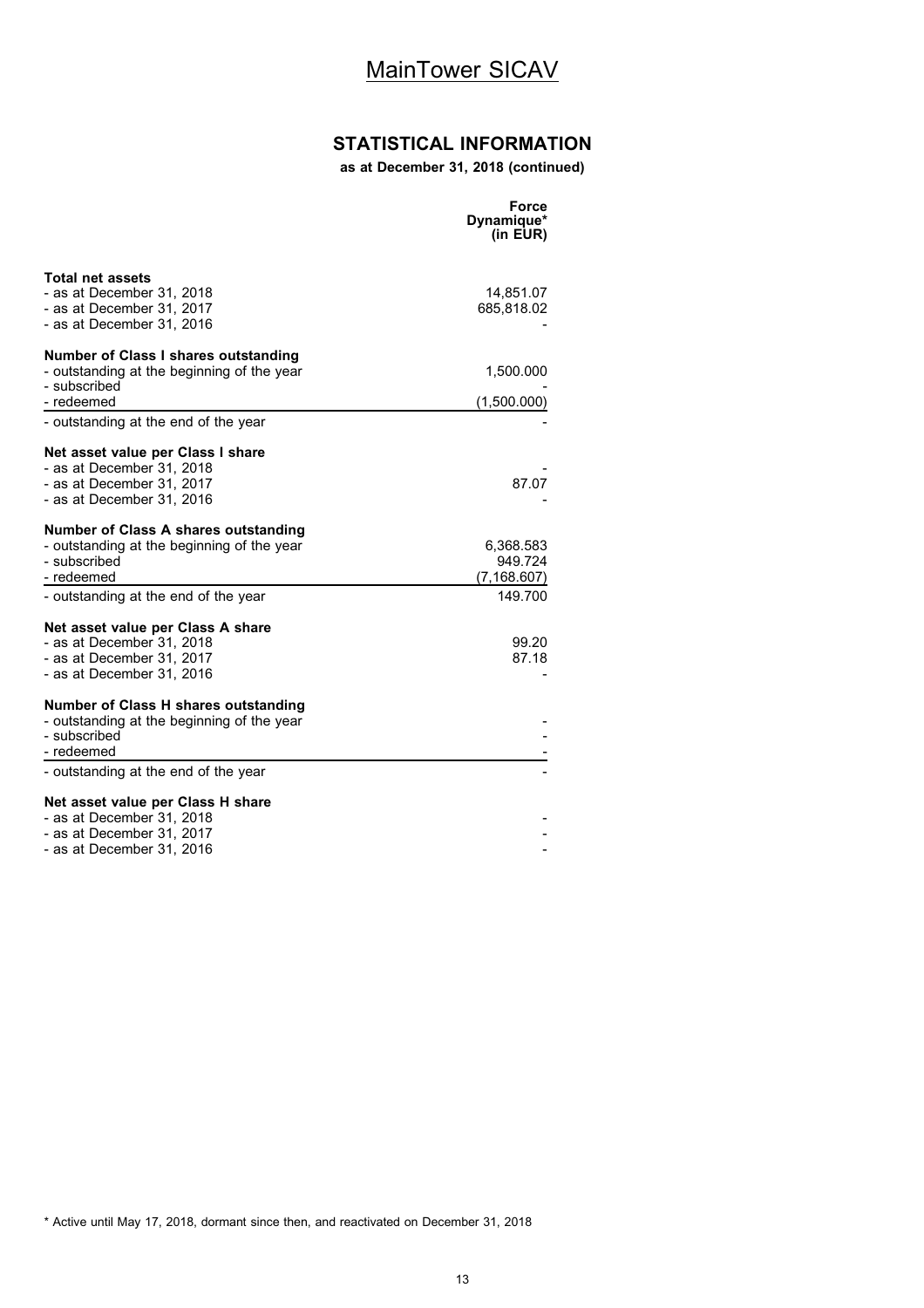# MainTower SICAV

## STATISTICAL INFORMATION

**as at December 31, 2018 (continued)**

| | Force Dynamique* (in EUR) |
|---|---|
| **Total net assets** | |
| - as at December 31, 2018 | 14,851.07 |
| - as at December 31, 2017 | 685,818.02 |
| - as at December 31, 2016 | - |
| **Number of Class I shares outstanding** | |
| - outstanding at the beginning of the year | 1,500.000 |
| - subscribed | - |
| - redeemed | (1,500.000) |
| - outstanding at the end of the year | - |
| **Net asset value per Class I share** | |
| - as at December 31, 2018 | - |
| - as at December 31, 2017 | 87.07 |
| - as at December 31, 2016 | - |
| **Number of Class A shares outstanding** | |
| - outstanding at the beginning of the year | 6,368.583 |
| - subscribed | 949.724 |
| - redeemed | (7,168.607) |
| - outstanding at the end of the year | 149.700 |
| **Net asset value per Class A share** | |
| - as at December 31, 2018 | 99.20 |
| - as at December 31, 2017 | 87.18 |
| - as at December 31, 2016 | - |
| **Number of Class H shares outstanding** | |
| - outstanding at the beginning of the year | - |
| - subscribed | - |
| - redeemed | - |
| - outstanding at the end of the year | - |
| **Net asset value per Class H share** | |
| - as at December 31, 2018 | - |
| - as at December 31, 2017 | - |
| - as at December 31, 2016 | - |

* Active until May 17, 2018, dormant since then, and reactivated on December 31, 2018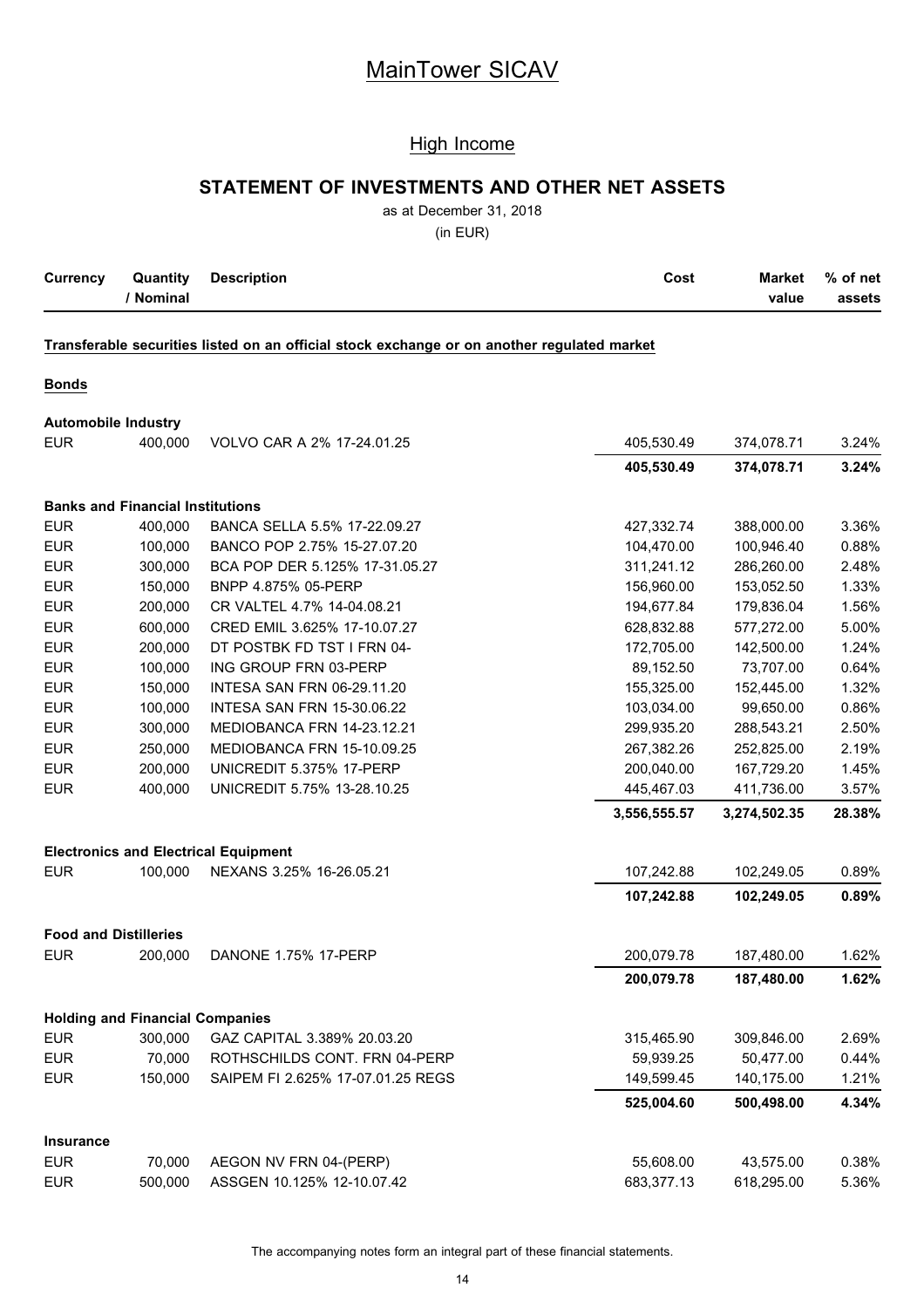# MainTower SICAV

## High Income

### STATEMENT OF INVESTMENTS AND OTHER NET ASSETS

as at December 31, 2018

(in EUR)

| Currency | Quantity / Nominal | Description | Cost | Market value | % of net assets |
|---|---|---|---|---|---|
| **Transferable securities listed on an official stock exchange or on another regulated market** | | | | | |
| **Bonds** | | | | | |
| **Automobile Industry** | | | | | |
| EUR | 400,000 | VOLVO CAR A 2% 17-24.01.25 | 405,530.49 | 374,078.71 | 3.24% |
| | | | **405,530.49** | **374,078.71** | **3.24%** |
| **Banks and Financial Institutions** | | | | | |
| EUR | 400,000 | BANCA SELLA 5.5% 17-22.09.27 | 427,332.74 | 388,000.00 | 3.36% |
| EUR | 100,000 | BANCO POP 2.75% 15-27.07.20 | 104,470.00 | 100,946.40 | 0.88% |
| EUR | 300,000 | BCA POP DER 5.125% 17-31.05.27 | 311,241.12 | 286,260.00 | 2.48% |
| EUR | 150,000 | BNPP 4.875% 05-PERP | 156,960.00 | 153,052.50 | 1.33% |
| EUR | 200,000 | CR VALTEL 4.7% 14-04.08.21 | 194,677.84 | 179,836.04 | 1.56% |
| EUR | 600,000 | CRED EMIL 3.625% 17-10.07.27 | 628,832.88 | 577,272.00 | 5.00% |
| EUR | 200,000 | DT POSTBK FD TST I FRN 04- | 172,705.00 | 142,500.00 | 1.24% |
| EUR | 100,000 | ING GROUP FRN 03-PERP | 89,152.50 | 73,707.00 | 0.64% |
| EUR | 150,000 | INTESA SAN FRN 06-29.11.20 | 155,325.00 | 152,445.00 | 1.32% |
| EUR | 100,000 | INTESA SAN FRN 15-30.06.22 | 103,034.00 | 99,650.00 | 0.86% |
| EUR | 300,000 | MEDIOBANCA FRN 14-23.12.21 | 299,935.20 | 288,543.21 | 2.50% |
| EUR | 250,000 | MEDIOBANCA FRN 15-10.09.25 | 267,382.26 | 252,825.00 | 2.19% |
| EUR | 200,000 | UNICREDIT 5.375% 17-PERP | 200,040.00 | 167,729.20 | 1.45% |
| EUR | 400,000 | UNICREDIT 5.75% 13-28.10.25 | 445,467.03 | 411,736.00 | 3.57% |
| | | | **3,556,555.57** | **3,274,502.35** | **28.38%** |
| **Electronics and Electrical Equipment** | | | | | |
| EUR | 100,000 | NEXANS 3.25% 16-26.05.21 | 107,242.88 | 102,249.05 | 0.89% |
| | | | **107,242.88** | **102,249.05** | **0.89%** |
| **Food and Distilleries** | | | | | |
| EUR | 200,000 | DANONE 1.75% 17-PERP | 200,079.78 | 187,480.00 | 1.62% |
| | | | **200,079.78** | **187,480.00** | **1.62%** |
| **Holding and Financial Companies** | | | | | |
| EUR | 300,000 | GAZ CAPITAL 3.389% 20.03.20 | 315,465.90 | 309,846.00 | 2.69% |
| EUR | 70,000 | ROTHSCHILDS CONT. FRN 04-PERP | 59,939.25 | 50,477.00 | 0.44% |
| EUR | 150,000 | SAIPEM FI 2.625% 17-07.01.25 REGS | 149,599.45 | 140,175.00 | 1.21% |
| | | | **525,004.60** | **500,498.00** | **4.34%** |
| **Insurance** | | | | | |
| EUR | 70,000 | AEGON NV FRN 04-(PERP) | 55,608.00 | 43,575.00 | 0.38% |
| EUR | 500,000 | ASSGEN 10.125% 12-10.07.42 | 683,377.13 | 618,295.00 | 5.36% |

The accompanying notes form an integral part of these financial statements.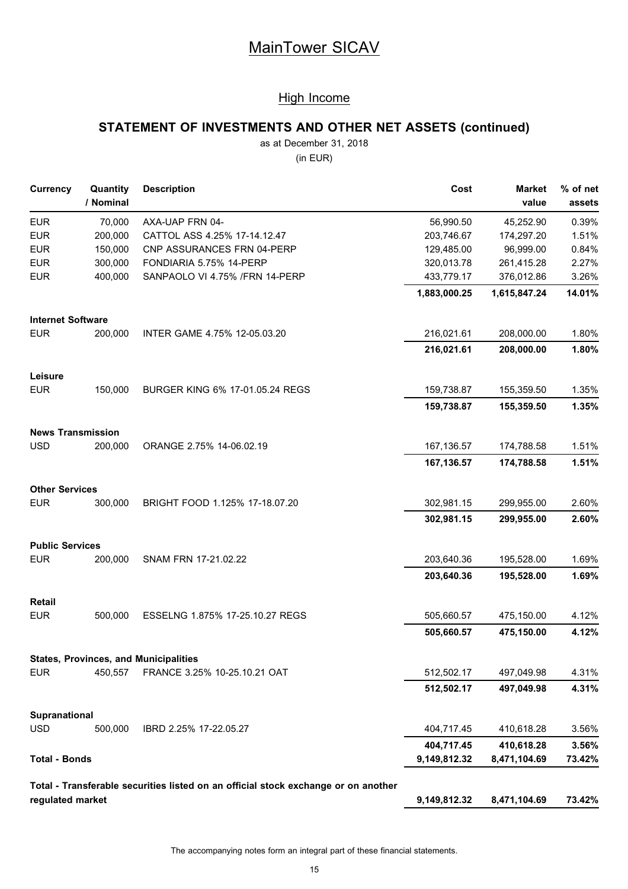# MainTower SICAV

## High Income

### STATEMENT OF INVESTMENTS AND OTHER NET ASSETS (continued)

as at December 31, 2018

(in EUR)

| Currency | Quantity / Nominal | Description | Cost | Market value | % of net assets |
|---|---|---|---|---|---|
| EUR | 70,000 | AXA-UAP FRN 04- | 56,990.50 | 45,252.90 | 0.39% |
| EUR | 200,000 | CATTOL ASS 4.25% 17-14.12.47 | 203,746.67 | 174,297.20 | 1.51% |
| EUR | 150,000 | CNP ASSURANCES FRN 04-PERP | 129,485.00 | 96,999.00 | 0.84% |
| EUR | 300,000 | FONDIARIA 5.75% 14-PERP | 320,013.78 | 261,415.28 | 2.27% |
| EUR | 400,000 | SANPAOLO VI 4.75% /FRN 14-PERP | 433,779.17 | 376,012.86 | 3.26% |
| | | | **1,883,000.25** | **1,615,847.24** | **14.01%** |
| **Internet Software** | | | | | |
| EUR | 200,000 | INTER GAME 4.75% 12-05.03.20 | 216,021.61 | 208,000.00 | 1.80% |
| | | | **216,021.61** | **208,000.00** | **1.80%** |
| **Leisure** | | | | | |
| EUR | 150,000 | BURGER KING 6% 17-01.05.24 REGS | 159,738.87 | 155,359.50 | 1.35% |
| | | | **159,738.87** | **155,359.50** | **1.35%** |
| **News Transmission** | | | | | |
| USD | 200,000 | ORANGE 2.75% 14-06.02.19 | 167,136.57 | 174,788.58 | 1.51% |
| | | | **167,136.57** | **174,788.58** | **1.51%** |
| **Other Services** | | | | | |
| EUR | 300,000 | BRIGHT FOOD 1.125% 17-18.07.20 | 302,981.15 | 299,955.00 | 2.60% |
| | | | **302,981.15** | **299,955.00** | **2.60%** |
| **Public Services** | | | | | |
| EUR | 200,000 | SNAM FRN 17-21.02.22 | 203,640.36 | 195,528.00 | 1.69% |
| | | | **203,640.36** | **195,528.00** | **1.69%** |
| **Retail** | | | | | |
| EUR | 500,000 | ESSELNG 1.875% 17-25.10.27 REGS | 505,660.57 | 475,150.00 | 4.12% |
| | | | **505,660.57** | **475,150.00** | **4.12%** |
| **States, Provinces, and Municipalities** | | | | | |
| EUR | 450,557 | FRANCE 3.25% 10-25.10.21 OAT | 512,502.17 | 497,049.98 | 4.31% |
| | | | **512,502.17** | **497,049.98** | **4.31%** |
| **Supranational** | | | | | |
| USD | 500,000 | IBRD 2.25% 17-22.05.27 | 404,717.45 | 410,618.28 | 3.56% |
| | | | **404,717.45** | **410,618.28** | **3.56%** |
| **Total - Bonds** | | | **9,149,812.32** | **8,471,104.69** | **73.42%** |
| **Total - Transferable securities listed on an official stock exchange or on another regulated market** | | | **9,149,812.32** | **8,471,104.69** | **73.42%** |

The accompanying notes form an integral part of these financial statements.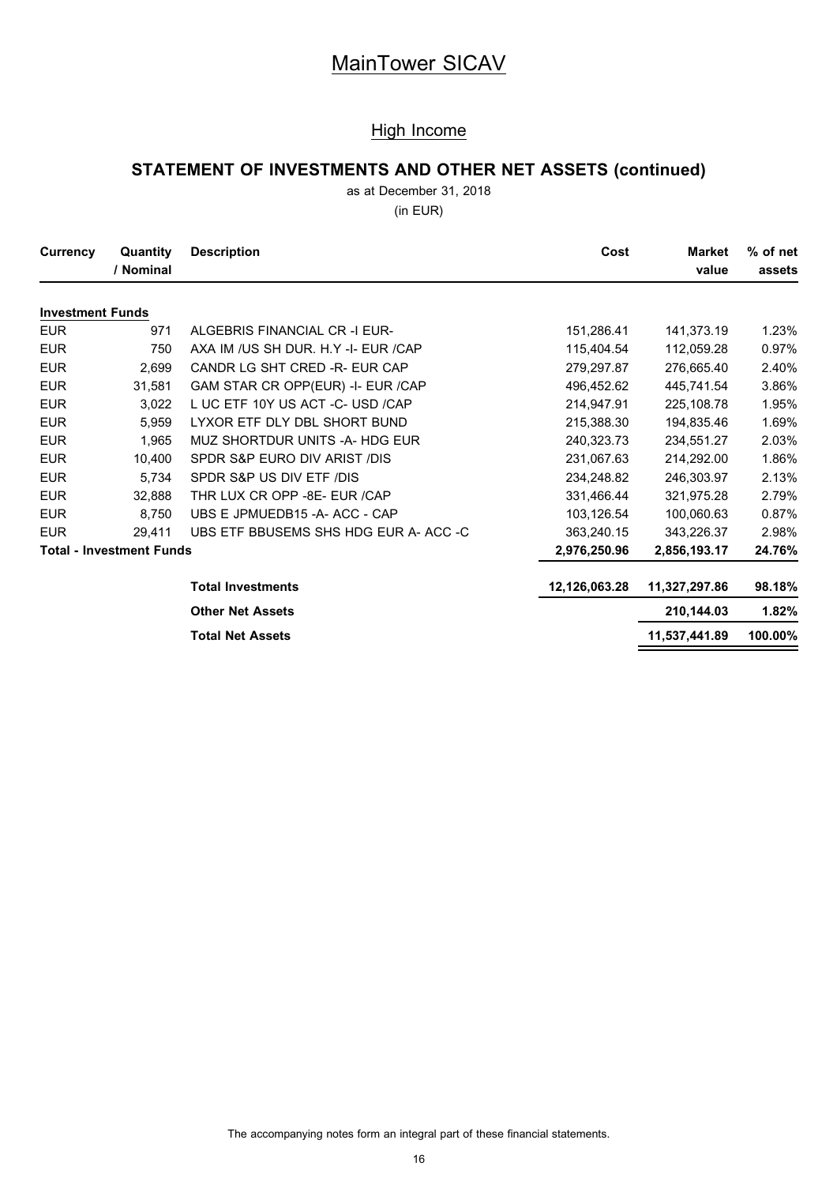# MainTower SICAV

## High Income

### STATEMENT OF INVESTMENTS AND OTHER NET ASSETS (continued)

as at December 31, 2018

(in EUR)

| Currency | Quantity / Nominal | Description | Cost | Market value | % of net assets |
|---|---|---|---|---|---|
| **Investment Funds** | | | | | |
| EUR | 971 | ALGEBRIS FINANCIAL CR -I EUR- | 151,286.41 | 141,373.19 | 1.23% |
| EUR | 750 | AXA IM /US SH DUR. H.Y -I- EUR /CAP | 115,404.54 | 112,059.28 | 0.97% |
| EUR | 2,699 | CANDR LG SHT CRED -R- EUR CAP | 279,297.87 | 276,665.40 | 2.40% |
| EUR | 31,581 | GAM STAR CR OPP(EUR) -I- EUR /CAP | 496,452.62 | 445,741.54 | 3.86% |
| EUR | 3,022 | L UC ETF 10Y US ACT -C- USD /CAP | 214,947.91 | 225,108.78 | 1.95% |
| EUR | 5,959 | LYXOR ETF DLY DBL SHORT BUND | 215,388.30 | 194,835.46 | 1.69% |
| EUR | 1,965 | MUZ SHORTDUR UNITS -A- HDG EUR | 240,323.73 | 234,551.27 | 2.03% |
| EUR | 10,400 | SPDR S&P EURO DIV ARIST /DIS | 231,067.63 | 214,292.00 | 1.86% |
| EUR | 5,734 | SPDR S&P US DIV ETF /DIS | 234,248.82 | 246,303.97 | 2.13% |
| EUR | 32,888 | THR LUX CR OPP -8E- EUR /CAP | 331,466.44 | 321,975.28 | 2.79% |
| EUR | 8,750 | UBS E JPMUEDB15 -A- ACC - CAP | 103,126.54 | 100,060.63 | 0.87% |
| EUR | 29,411 | UBS ETF BBUSEMS SHS HDG EUR A- ACC -C | 363,240.15 | 343,226.37 | 2.98% |
| **Total - Investment Funds** | | | **2,976,250.96** | **2,856,193.17** | **24.76%** |
| | | **Total Investments** | **12,126,063.28** | **11,327,297.86** | **98.18%** |
| | | **Other Net Assets** | | **210,144.03** | **1.82%** |
| | | **Total Net Assets** | | **11,537,441.89** | **100.00%** |

The accompanying notes form an integral part of these financial statements.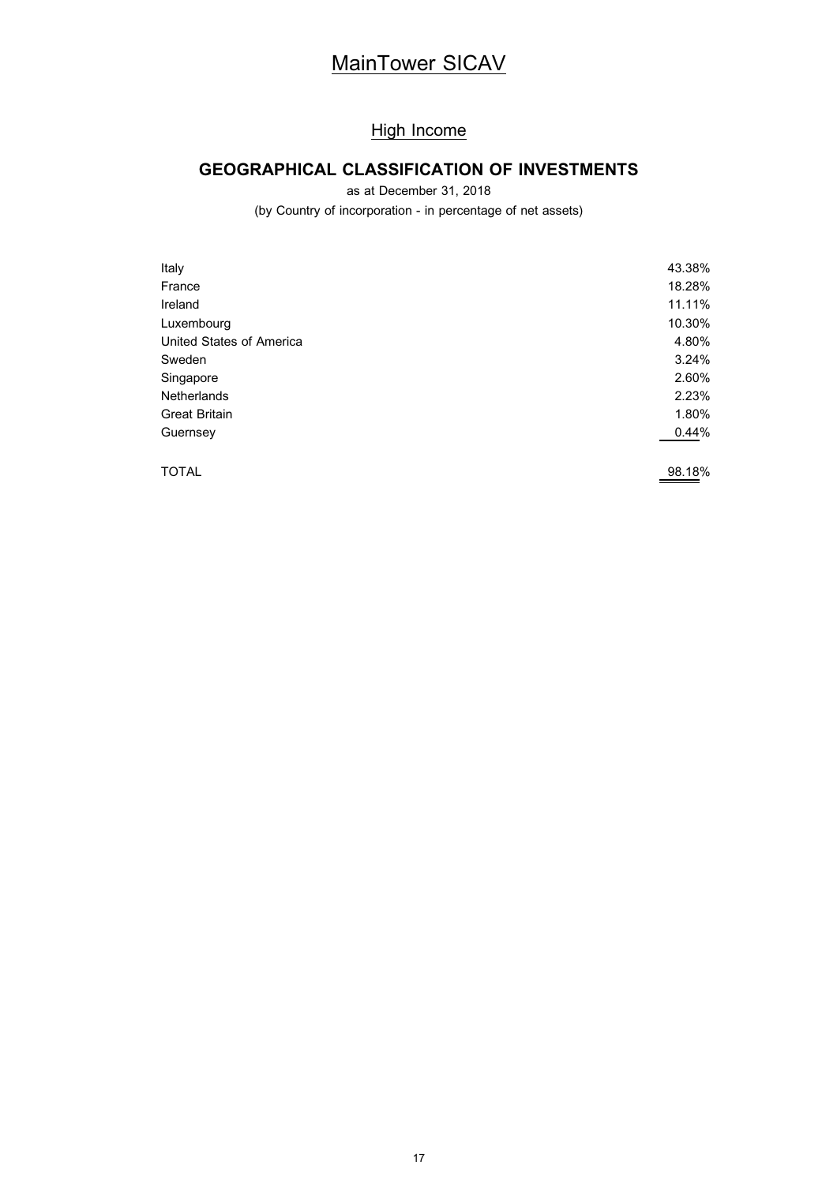# MainTower SICAV

## High Income

### GEOGRAPHICAL CLASSIFICATION OF INVESTMENTS

as at December 31, 2018

(by Country of incorporation - in percentage of net assets)

| | |
|---|---|
| Italy | 43.38% |
| France | 18.28% |
| Ireland | 11.11% |
| Luxembourg | 10.30% |
| United States of America | 4.80% |
| Sweden | 3.24% |
| Singapore | 2.60% |
| Netherlands | 2.23% |
| Great Britain | 1.80% |
| Guernsey | 0.44% |
| TOTAL | 98.18% |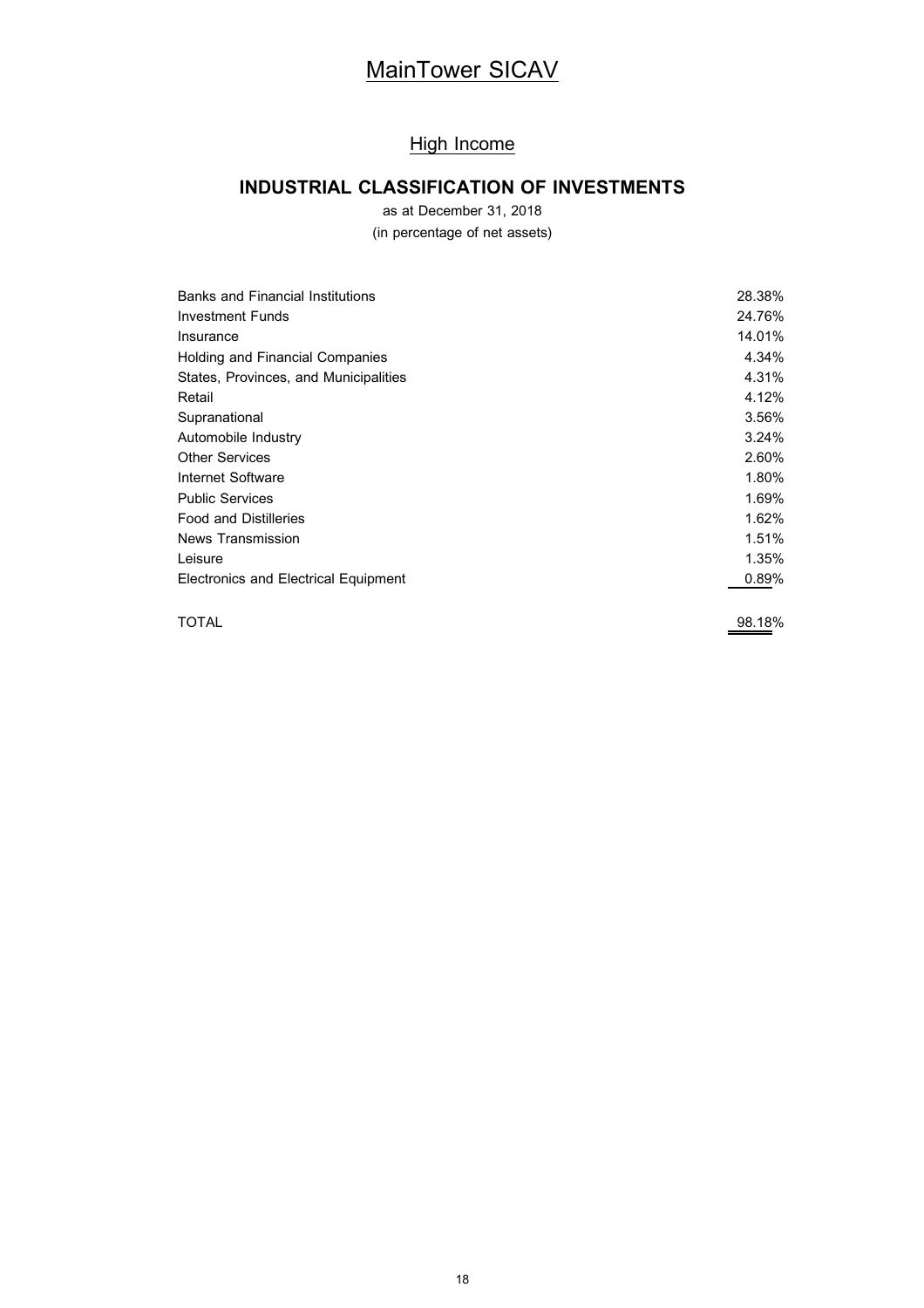# MainTower SICAV

## High Income

### INDUSTRIAL CLASSIFICATION OF INVESTMENTS

as at December 31, 2018

(in percentage of net assets)

| | |
|---|---|
| Banks and Financial Institutions | 28.38% |
| Investment Funds | 24.76% |
| Insurance | 14.01% |
| Holding and Financial Companies | 4.34% |
| States, Provinces, and Municipalities | 4.31% |
| Retail | 4.12% |
| Supranational | 3.56% |
| Automobile Industry | 3.24% |
| Other Services | 2.60% |
| Internet Software | 1.80% |
| Public Services | 1.69% |
| Food and Distilleries | 1.62% |
| News Transmission | 1.51% |
| Leisure | 1.35% |
| Electronics and Electrical Equipment | 0.89% |
| TOTAL | 98.18% |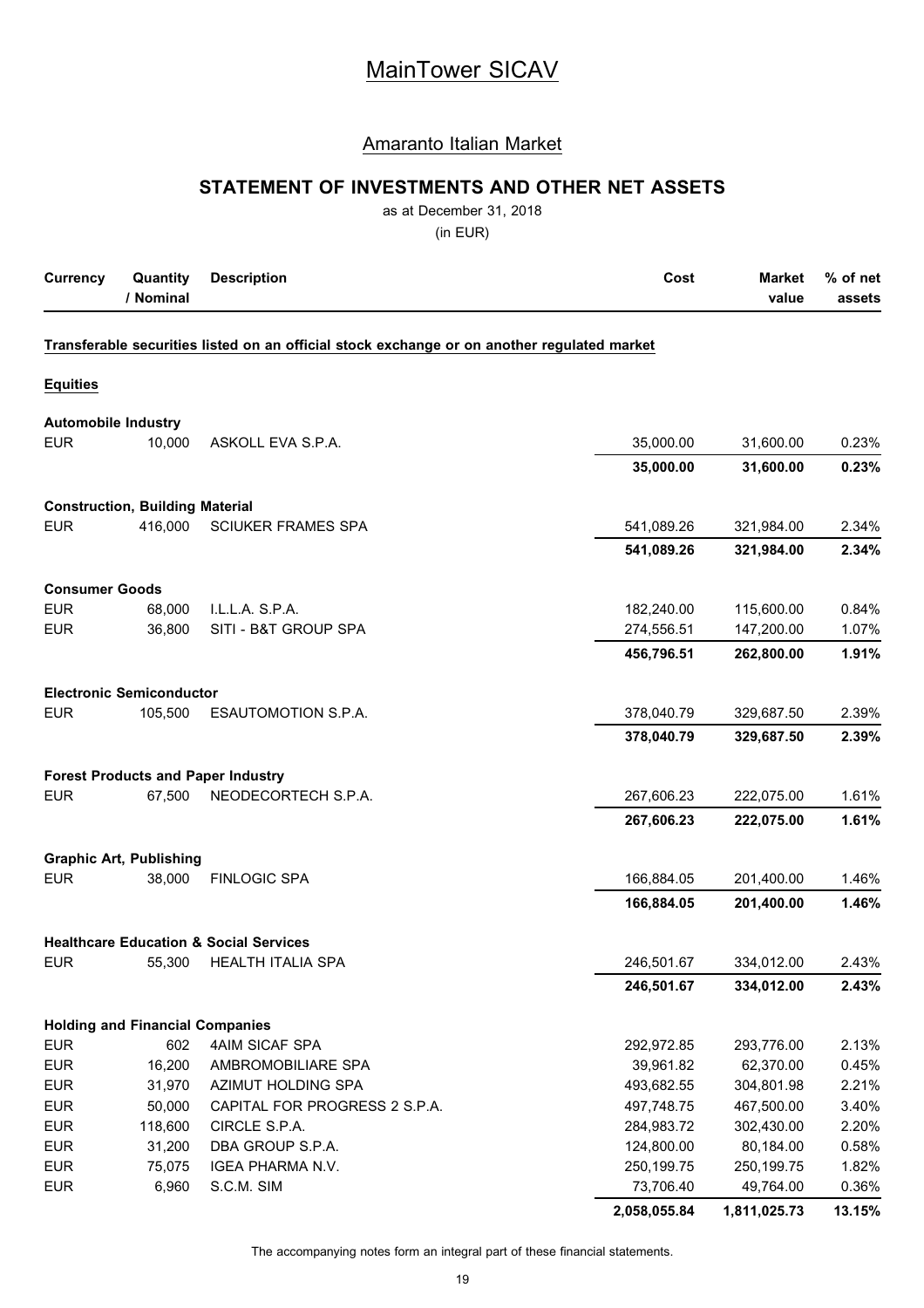# MainTower SICAV

## Amaranto Italian Market

### STATEMENT OF INVESTMENTS AND OTHER NET ASSETS

as at December 31, 2018

(in EUR)

| Currency | Quantity / Nominal | Description | Cost | Market value | % of net assets |
|---|---|---|---|---|---|
| **Transferable securities listed on an official stock exchange or on another regulated market** | | | | | |
| **Equities** | | | | | |
| **Automobile Industry** | | | | | |
| EUR | 10,000 | ASKOLL EVA S.P.A. | 35,000.00 | 31,600.00 | 0.23% |
| | | | **35,000.00** | **31,600.00** | **0.23%** |
| **Construction, Building Material** | | | | | |
| EUR | 416,000 | SCIUKER FRAMES SPA | 541,089.26 | 321,984.00 | 2.34% |
| | | | **541,089.26** | **321,984.00** | **2.34%** |
| **Consumer Goods** | | | | | |
| EUR | 68,000 | I.L.L.A. S.P.A. | 182,240.00 | 115,600.00 | 0.84% |
| EUR | 36,800 | SITI - B&T GROUP SPA | 274,556.51 | 147,200.00 | 1.07% |
| | | | **456,796.51** | **262,800.00** | **1.91%** |
| **Electronic Semiconductor** | | | | | |
| EUR | 105,500 | ESAUTOMOTION S.P.A. | 378,040.79 | 329,687.50 | 2.39% |
| | | | **378,040.79** | **329,687.50** | **2.39%** |
| **Forest Products and Paper Industry** | | | | | |
| EUR | 67,500 | NEODECORTECH S.P.A. | 267,606.23 | 222,075.00 | 1.61% |
| | | | **267,606.23** | **222,075.00** | **1.61%** |
| **Graphic Art, Publishing** | | | | | |
| EUR | 38,000 | FINLOGIC SPA | 166,884.05 | 201,400.00 | 1.46% |
| | | | **166,884.05** | **201,400.00** | **1.46%** |
| **Healthcare Education & Social Services** | | | | | |
| EUR | 55,300 | HEALTH ITALIA SPA | 246,501.67 | 334,012.00 | 2.43% |
| | | | **246,501.67** | **334,012.00** | **2.43%** |
| **Holding and Financial Companies** | | | | | |
| EUR | 602 | 4AIM SICAF SPA | 292,972.85 | 293,776.00 | 2.13% |
| EUR | 16,200 | AMBROMOBILIARE SPA | 39,961.82 | 62,370.00 | 0.45% |
| EUR | 31,970 | AZIMUT HOLDING SPA | 493,682.55 | 304,801.98 | 2.21% |
| EUR | 50,000 | CAPITAL FOR PROGRESS 2 S.P.A. | 497,748.75 | 467,500.00 | 3.40% |
| EUR | 118,600 | CIRCLE S.P.A. | 284,983.72 | 302,430.00 | 2.20% |
| EUR | 31,200 | DBA GROUP S.P.A. | 124,800.00 | 80,184.00 | 0.58% |
| EUR | 75,075 | IGEA PHARMA N.V. | 250,199.75 | 250,199.75 | 1.82% |
| EUR | 6,960 | S.C.M. SIM | 73,706.40 | 49,764.00 | 0.36% |
| | | | **2,058,055.84** | **1,811,025.73** | **13.15%** |

The accompanying notes form an integral part of these financial statements.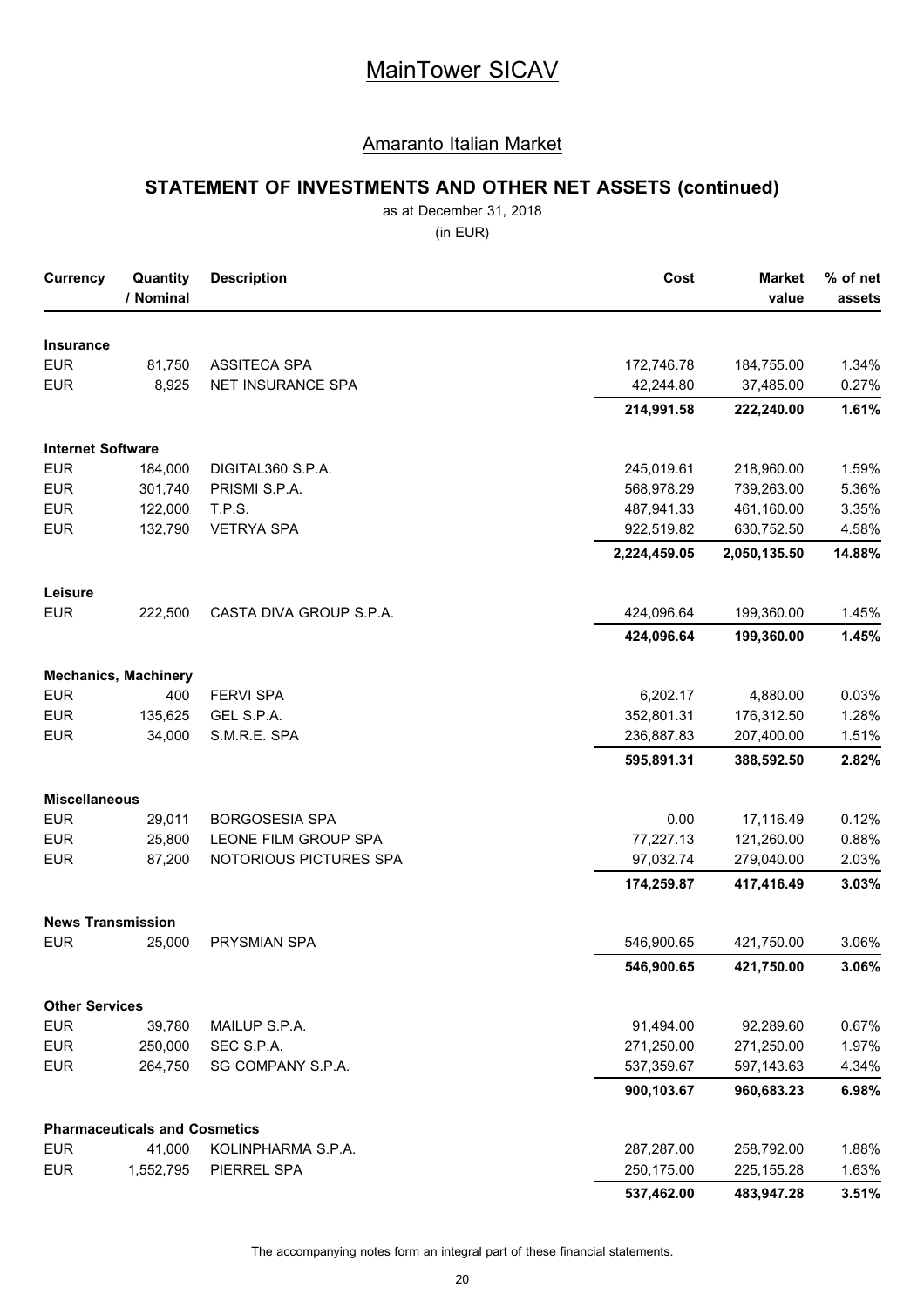# MainTower SICAV

## Amaranto Italian Market

### STATEMENT OF INVESTMENTS AND OTHER NET ASSETS (continued)

as at December 31, 2018

(in EUR)

| Currency | Quantity / Nominal | Description | Cost | Market value | % of net assets |
|---|---|---|---|---|---|
| **Insurance** | | | | | |
| EUR | 81,750 | ASSITECA SPA | 172,746.78 | 184,755.00 | 1.34% |
| EUR | 8,925 | NET INSURANCE SPA | 42,244.80 | 37,485.00 | 0.27% |
| | | | **214,991.58** | **222,240.00** | **1.61%** |
| **Internet Software** | | | | | |
| EUR | 184,000 | DIGITAL360 S.P.A. | 245,019.61 | 218,960.00 | 1.59% |
| EUR | 301,740 | PRISMI S.P.A. | 568,978.29 | 739,263.00 | 5.36% |
| EUR | 122,000 | T.P.S. | 487,941.33 | 461,160.00 | 3.35% |
| EUR | 132,790 | VETRYA SPA | 922,519.82 | 630,752.50 | 4.58% |
| | | | **2,224,459.05** | **2,050,135.50** | **14.88%** |
| **Leisure** | | | | | |
| EUR | 222,500 | CASTA DIVA GROUP S.P.A. | 424,096.64 | 199,360.00 | 1.45% |
| | | | **424,096.64** | **199,360.00** | **1.45%** |
| **Mechanics, Machinery** | | | | | |
| EUR | 400 | FERVI SPA | 6,202.17 | 4,880.00 | 0.03% |
| EUR | 135,625 | GEL S.P.A. | 352,801.31 | 176,312.50 | 1.28% |
| EUR | 34,000 | S.M.R.E. SPA | 236,887.83 | 207,400.00 | 1.51% |
| | | | **595,891.31** | **388,592.50** | **2.82%** |
| **Miscellaneous** | | | | | |
| EUR | 29,011 | BORGOSESIA SPA | 0.00 | 17,116.49 | 0.12% |
| EUR | 25,800 | LEONE FILM GROUP SPA | 77,227.13 | 121,260.00 | 0.88% |
| EUR | 87,200 | NOTORIOUS PICTURES SPA | 97,032.74 | 279,040.00 | 2.03% |
| | | | **174,259.87** | **417,416.49** | **3.03%** |
| **News Transmission** | | | | | |
| EUR | 25,000 | PRYSMIAN SPA | 546,900.65 | 421,750.00 | 3.06% |
| | | | **546,900.65** | **421,750.00** | **3.06%** |
| **Other Services** | | | | | |
| EUR | 39,780 | MAILUP S.P.A. | 91,494.00 | 92,289.60 | 0.67% |
| EUR | 250,000 | SEC S.P.A. | 271,250.00 | 271,250.00 | 1.97% |
| EUR | 264,750 | SG COMPANY S.P.A. | 537,359.67 | 597,143.63 | 4.34% |
| | | | **900,103.67** | **960,683.23** | **6.98%** |
| **Pharmaceuticals and Cosmetics** | | | | | |
| EUR | 41,000 | KOLINPHARMA S.P.A. | 287,287.00 | 258,792.00 | 1.88% |
| EUR | 1,552,795 | PIERREL SPA | 250,175.00 | 225,155.28 | 1.63% |
| | | | **537,462.00** | **483,947.28** | **3.51%** |

The accompanying notes form an integral part of these financial statements.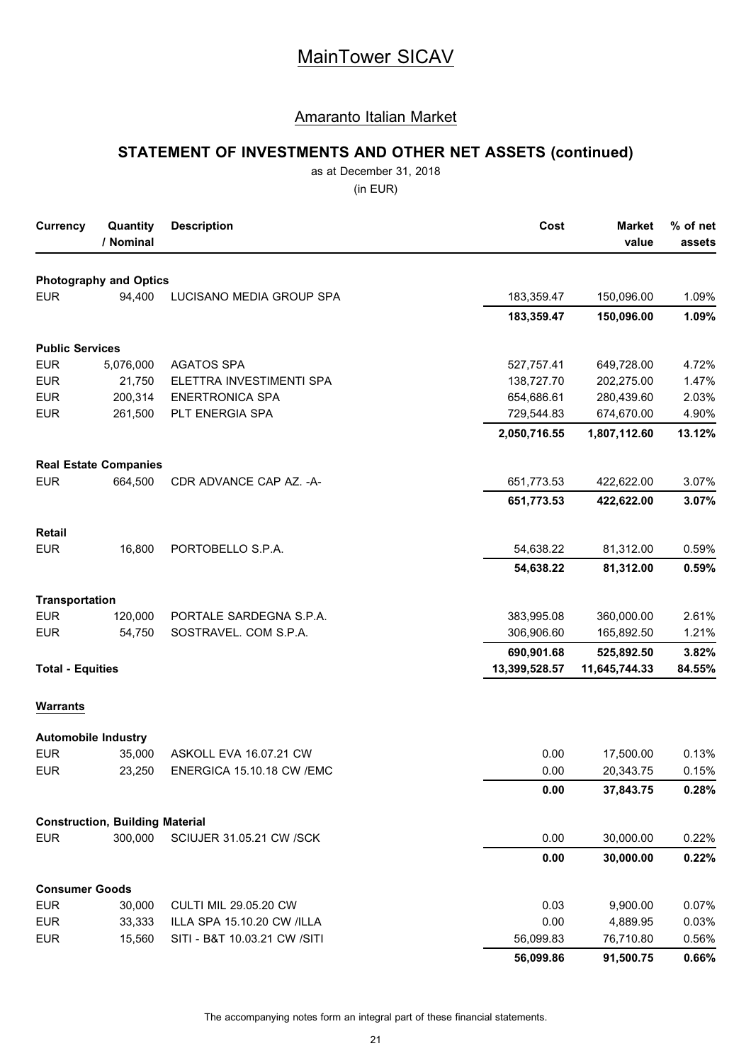# MainTower SICAV

## Amaranto Italian Market

### STATEMENT OF INVESTMENTS AND OTHER NET ASSETS (continued)

as at December 31, 2018

(in EUR)

| Currency | Quantity / Nominal | Description | Cost | Market value | % of net assets |
|---|---|---|---|---|---|
| **Photography and Optics** | | | | | |
| EUR | 94,400 | LUCISANO MEDIA GROUP SPA | 183,359.47 | 150,096.00 | 1.09% |
| | | | **183,359.47** | **150,096.00** | **1.09%** |
| **Public Services** | | | | | |
| EUR | 5,076,000 | AGATOS SPA | 527,757.41 | 649,728.00 | 4.72% |
| EUR | 21,750 | ELETTRA INVESTIMENTI SPA | 138,727.70 | 202,275.00 | 1.47% |
| EUR | 200,314 | ENERTRONICA SPA | 654,686.61 | 280,439.60 | 2.03% |
| EUR | 261,500 | PLT ENERGIA SPA | 729,544.83 | 674,670.00 | 4.90% |
| | | | **2,050,716.55** | **1,807,112.60** | **13.12%** |
| **Real Estate Companies** | | | | | |
| EUR | 664,500 | CDR ADVANCE CAP AZ. -A- | 651,773.53 | 422,622.00 | 3.07% |
| | | | **651,773.53** | **422,622.00** | **3.07%** |
| **Retail** | | | | | |
| EUR | 16,800 | PORTOBELLO S.P.A. | 54,638.22 | 81,312.00 | 0.59% |
| | | | **54,638.22** | **81,312.00** | **0.59%** |
| **Transportation** | | | | | |
| EUR | 120,000 | PORTALE SARDEGNA S.P.A. | 383,995.08 | 360,000.00 | 2.61% |
| EUR | 54,750 | SOSTRAVEL. COM S.P.A. | 306,906.60 | 165,892.50 | 1.21% |
| | | | **690,901.68** | **525,892.50** | **3.82%** |
| **Total - Equities** | | | **13,399,528.57** | **11,645,744.33** | **84.55%** |
| **Warrants** | | | | | |
| **Automobile Industry** | | | | | |
| EUR | 35,000 | ASKOLL EVA 16.07.21 CW | 0.00 | 17,500.00 | 0.13% |
| EUR | 23,250 | ENERGICA 15.10.18 CW /EMC | 0.00 | 20,343.75 | 0.15% |
| | | | **0.00** | **37,843.75** | **0.28%** |
| **Construction, Building Material** | | | | | |
| EUR | 300,000 | SCIUJER 31.05.21 CW /SCK | 0.00 | 30,000.00 | 0.22% |
| | | | **0.00** | **30,000.00** | **0.22%** |
| **Consumer Goods** | | | | | |
| EUR | 30,000 | CULTI MIL 29.05.20 CW | 0.03 | 9,900.00 | 0.07% |
| EUR | 33,333 | ILLA SPA 15.10.20 CW /ILLA | 0.00 | 4,889.95 | 0.03% |
| EUR | 15,560 | SITI - B&T 10.03.21 CW /SITI | 56,099.83 | 76,710.80 | 0.56% |
| | | | **56,099.86** | **91,500.75** | **0.66%** |

The accompanying notes form an integral part of these financial statements.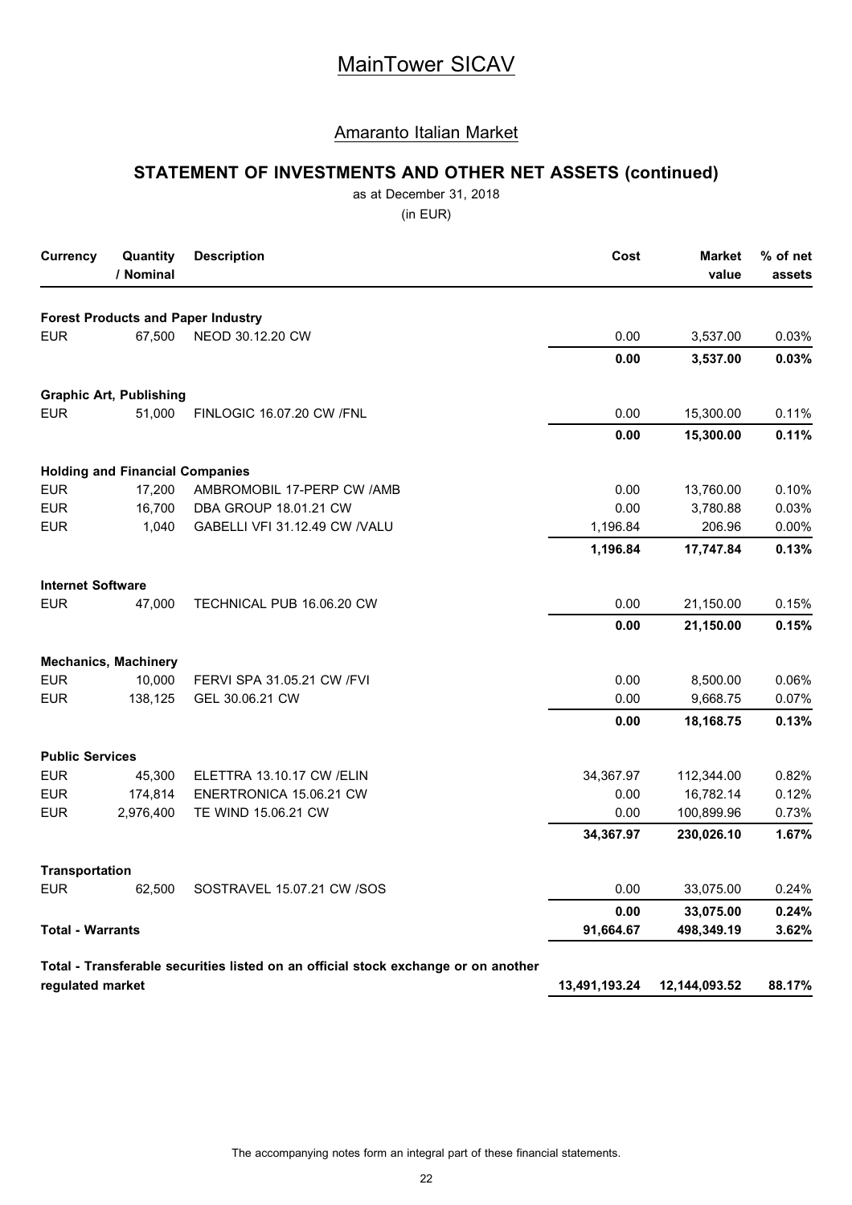# MainTower SICAV

## Amaranto Italian Market

### STATEMENT OF INVESTMENTS AND OTHER NET ASSETS (continued)

as at December 31, 2018

(in EUR)

| Currency | Quantity / Nominal | Description | Cost | Market value | % of net assets |
|---|---|---|---|---|---|
| **Forest Products and Paper Industry** | | | | | |
| EUR | 67,500 | NEOD 30.12.20 CW | 0.00 | 3,537.00 | 0.03% |
| | | | **0.00** | **3,537.00** | **0.03%** |
| **Graphic Art, Publishing** | | | | | |
| EUR | 51,000 | FINLOGIC 16.07.20 CW /FNL | 0.00 | 15,300.00 | 0.11% |
| | | | **0.00** | **15,300.00** | **0.11%** |
| **Holding and Financial Companies** | | | | | |
| EUR | 17,200 | AMBROMOBIL 17-PERP CW /AMB | 0.00 | 13,760.00 | 0.10% |
| EUR | 16,700 | DBA GROUP 18.01.21 CW | 0.00 | 3,780.88 | 0.03% |
| EUR | 1,040 | GABELLI VFI 31.12.49 CW /VALU | 1,196.84 | 206.96 | 0.00% |
| | | | **1,196.84** | **17,747.84** | **0.13%** |
| **Internet Software** | | | | | |
| EUR | 47,000 | TECHNICAL PUB 16.06.20 CW | 0.00 | 21,150.00 | 0.15% |
| | | | **0.00** | **21,150.00** | **0.15%** |
| **Mechanics, Machinery** | | | | | |
| EUR | 10,000 | FERVI SPA 31.05.21 CW /FVI | 0.00 | 8,500.00 | 0.06% |
| EUR | 138,125 | GEL 30.06.21 CW | 0.00 | 9,668.75 | 0.07% |
| | | | **0.00** | **18,168.75** | **0.13%** |
| **Public Services** | | | | | |
| EUR | 45,300 | ELETTRA 13.10.17 CW /ELIN | 34,367.97 | 112,344.00 | 0.82% |
| EUR | 174,814 | ENERTRONICA 15.06.21 CW | 0.00 | 16,782.14 | 0.12% |
| EUR | 2,976,400 | TE WIND 15.06.21 CW | 0.00 | 100,899.96 | 0.73% |
| | | | **34,367.97** | **230,026.10** | **1.67%** |
| **Transportation** | | | | | |
| EUR | 62,500 | SOSTRAVEL 15.07.21 CW /SOS | 0.00 | 33,075.00 | 0.24% |
| | | | **0.00** | **33,075.00** | **0.24%** |
| **Total - Warrants** | | | **91,664.67** | **498,349.19** | **3.62%** |
| **Total - Transferable securities listed on an official stock exchange or on another regulated market** | | | **13,491,193.24** | **12,144,093.52** | **88.17%** |

The accompanying notes form an integral part of these financial statements.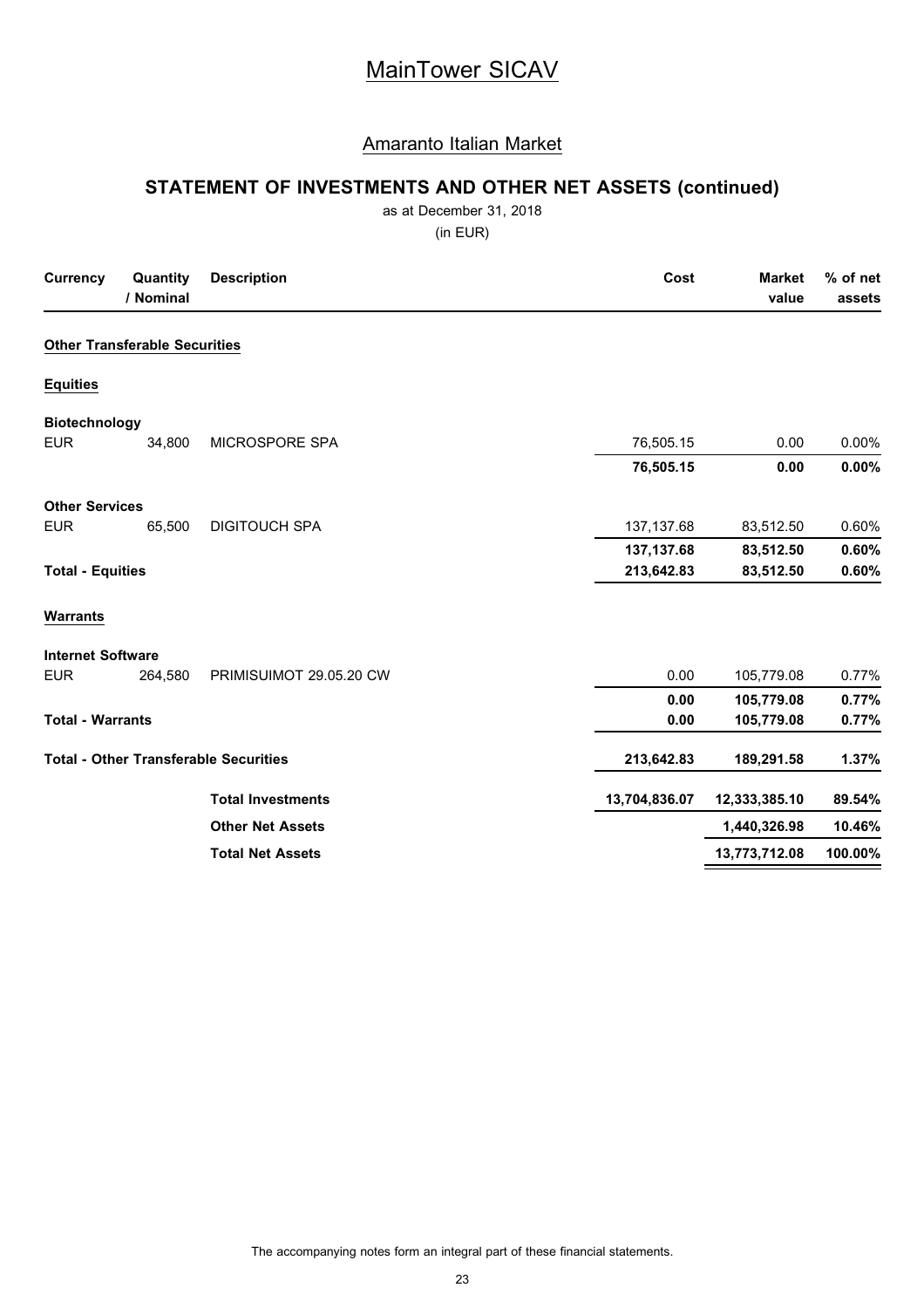# MainTower SICAV

## Amaranto Italian Market

### STATEMENT OF INVESTMENTS AND OTHER NET ASSETS (continued)

as at December 31, 2018

(in EUR)

| Currency | Quantity / Nominal | Description | Cost | Market value | % of net assets |
|---|---|---|---|---|---|
| **Other Transferable Securities** | | | | | |
| **Equities** | | | | | |
| **Biotechnology** | | | | | |
| EUR | 34,800 | MICROSPORE SPA | 76,505.15 | 0.00 | 0.00% |
| | | | **76,505.15** | **0.00** | **0.00%** |
| **Other Services** | | | | | |
| EUR | 65,500 | DIGITOUCH SPA | 137,137.68 | 83,512.50 | 0.60% |
| | | | **137,137.68** | **83,512.50** | **0.60%** |
| **Total - Equities** | | | **213,642.83** | **83,512.50** | **0.60%** |
| **Warrants** | | | | | |
| **Internet Software** | | | | | |
| EUR | 264,580 | PRIMISUIMOT 29.05.20 CW | 0.00 | 105,779.08 | 0.77% |
| | | | **0.00** | **105,779.08** | **0.77%** |
| **Total - Warrants** | | | **0.00** | **105,779.08** | **0.77%** |
| **Total - Other Transferable Securities** | | | **213,642.83** | **189,291.58** | **1.37%** |
| | | **Total Investments** | **13,704,836.07** | **12,333,385.10** | **89.54%** |
| | | **Other Net Assets** | | **1,440,326.98** | **10.46%** |
| | | **Total Net Assets** | | **13,773,712.08** | **100.00%** |

The accompanying notes form an integral part of these financial statements.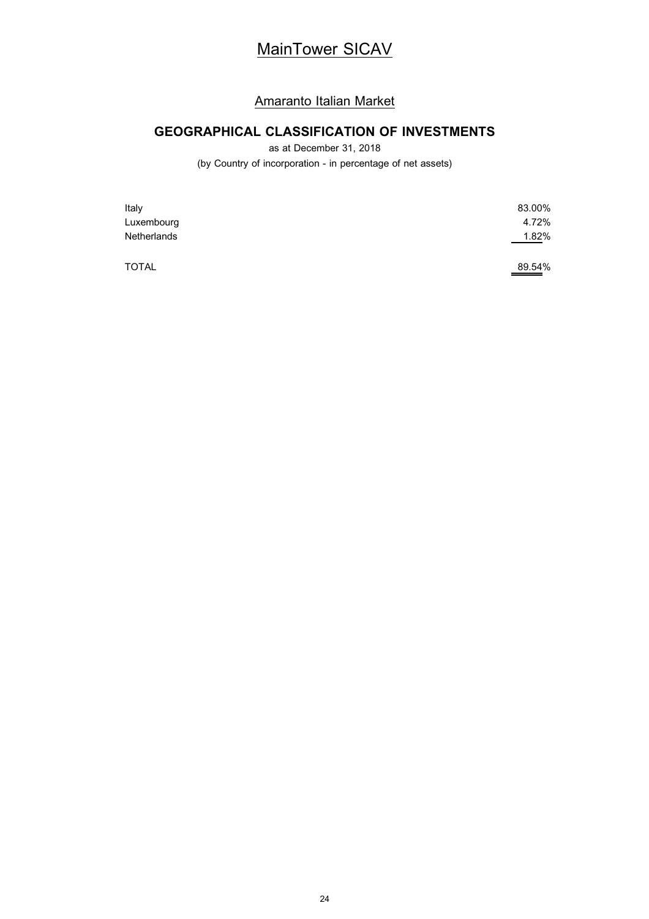# MainTower SICAV

## Amaranto Italian Market

### GEOGRAPHICAL CLASSIFICATION OF INVESTMENTS

as at December 31, 2018

(by Country of incorporation - in percentage of net assets)

| | |
|---|---|
| Italy | 83.00% |
| Luxembourg | 4.72% |
| Netherlands | 1.82% |
| TOTAL | 89.54% |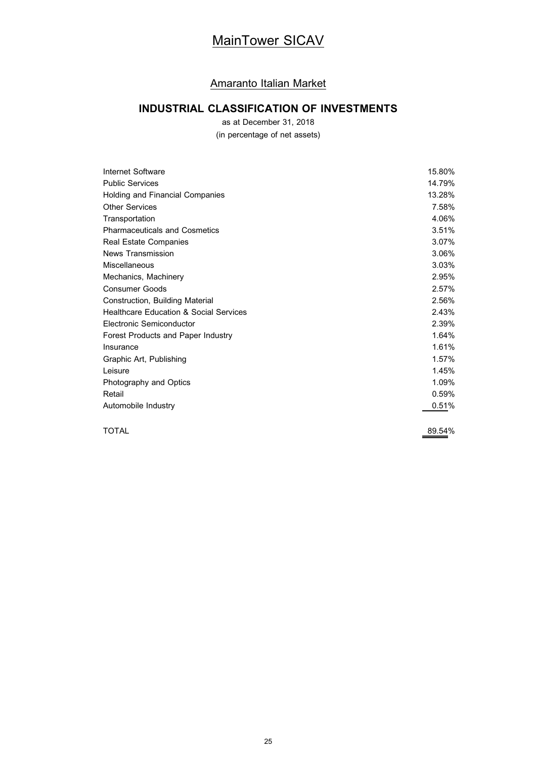# MainTower SICAV

## Amaranto Italian Market

### INDUSTRIAL CLASSIFICATION OF INVESTMENTS

as at December 31, 2018

(in percentage of net assets)

| | |
|---|---:|
| Internet Software | 15.80% |
| Public Services | 14.79% |
| Holding and Financial Companies | 13.28% |
| Other Services | 7.58% |
| Transportation | 4.06% |
| Pharmaceuticals and Cosmetics | 3.51% |
| Real Estate Companies | 3.07% |
| News Transmission | 3.06% |
| Miscellaneous | 3.03% |
| Mechanics, Machinery | 2.95% |
| Consumer Goods | 2.57% |
| Construction, Building Material | 2.56% |
| Healthcare Education & Social Services | 2.43% |
| Electronic Semiconductor | 2.39% |
| Forest Products and Paper Industry | 1.64% |
| Insurance | 1.61% |
| Graphic Art, Publishing | 1.57% |
| Leisure | 1.45% |
| Photography and Optics | 1.09% |
| Retail | 0.59% |
| Automobile Industry | 0.51% |
| TOTAL | 89.54% |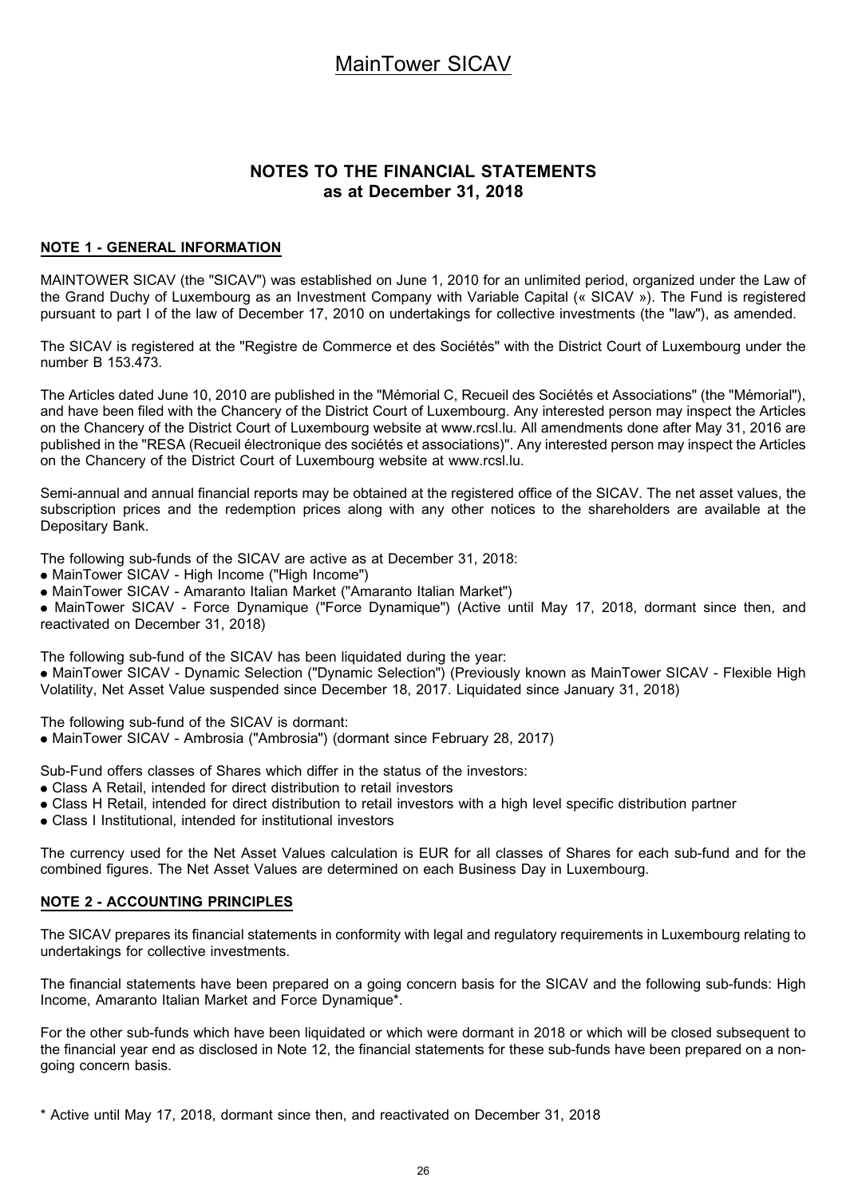# MainTower SICAV

## NOTES TO THE FINANCIAL STATEMENTS as at December 31, 2018

### NOTE 1 - GENERAL INFORMATION

MAINTOWER SICAV (the "SICAV") was established on June 1, 2010 for an unlimited period, organized under the Law of the Grand Duchy of Luxembourg as an Investment Company with Variable Capital (« SICAV »). The Fund is registered pursuant to part I of the law of December 17, 2010 on undertakings for collective investments (the "law"), as amended.

The SICAV is registered at the "Registre de Commerce et des Sociétés" with the District Court of Luxembourg under the number B 153.473.

The Articles dated June 10, 2010 are published in the "Mémorial C, Recueil des Sociétés et Associations" (the "Mémorial"), and have been filed with the Chancery of the District Court of Luxembourg. Any interested person may inspect the Articles on the Chancery of the District Court of Luxembourg website at www.rcsl.lu. All amendments done after May 31, 2016 are published in the "RESA (Recueil électronique des sociétés et associations)". Any interested person may inspect the Articles on the Chancery of the District Court of Luxembourg website at www.rcsl.lu.

Semi-annual and annual financial reports may be obtained at the registered office of the SICAV. The net asset values, the subscription prices and the redemption prices along with any other notices to the shareholders are available at the Depositary Bank.

The following sub-funds of the SICAV are active as at December 31, 2018:
- MainTower SICAV - High Income ("High Income")
- MainTower SICAV - Amaranto Italian Market ("Amaranto Italian Market")
- MainTower SICAV - Force Dynamique ("Force Dynamique") (Active until May 17, 2018, dormant since then, and reactivated on December 31, 2018)

The following sub-fund of the SICAV has been liquidated during the year:
- MainTower SICAV - Dynamic Selection ("Dynamic Selection") (Previously known as MainTower SICAV - Flexible High Volatility, Net Asset Value suspended since December 18, 2017. Liquidated since January 31, 2018)

The following sub-fund of the SICAV is dormant:
- MainTower SICAV - Ambrosia ("Ambrosia") (dormant since February 28, 2017)

Sub-Fund offers classes of Shares which differ in the status of the investors:
- Class A Retail, intended for direct distribution to retail investors
- Class H Retail, intended for direct distribution to retail investors with a high level specific distribution partner
- Class I Institutional, intended for institutional investors

The currency used for the Net Asset Values calculation is EUR for all classes of Shares for each sub-fund and for the combined figures. The Net Asset Values are determined on each Business Day in Luxembourg.

### NOTE 2 - ACCOUNTING PRINCIPLES

The SICAV prepares its financial statements in conformity with legal and regulatory requirements in Luxembourg relating to undertakings for collective investments.

The financial statements have been prepared on a going concern basis for the SICAV and the following sub-funds: High Income, Amaranto Italian Market and Force Dynamique*.

For the other sub-funds which have been liquidated or which were dormant in 2018 or which will be closed subsequent to the financial year end as disclosed in Note 12, the financial statements for these sub-funds have been prepared on a non-going concern basis.

\* Active until May 17, 2018, dormant since then, and reactivated on December 31, 2018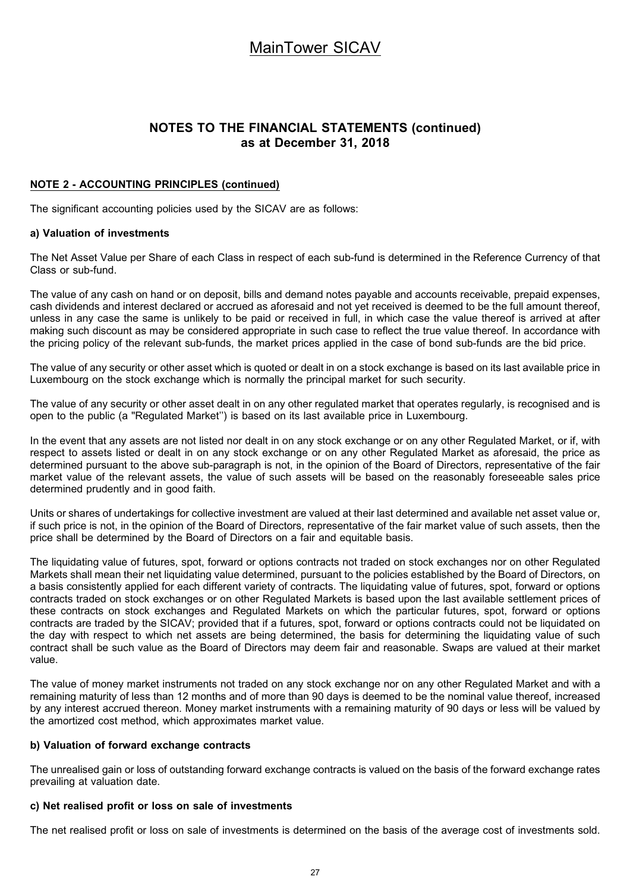## NOTES TO THE FINANCIAL STATEMENTS (continued) as at December 31, 2018

### NOTE 2 - ACCOUNTING PRINCIPLES (continued)

The significant accounting policies used by the SICAV are as follows:

#### a) Valuation of investments

The Net Asset Value per Share of each Class in respect of each sub-fund is determined in the Reference Currency of that Class or sub-fund.

The value of any cash on hand or on deposit, bills and demand notes payable and accounts receivable, prepaid expenses, cash dividends and interest declared or accrued as aforesaid and not yet received is deemed to be the full amount thereof, unless in any case the same is unlikely to be paid or received in full, in which case the value thereof is arrived at after making such discount as may be considered appropriate in such case to reflect the true value thereof. In accordance with the pricing policy of the relevant sub-funds, the market prices applied in the case of bond sub-funds are the bid price.

The value of any security or other asset which is quoted or dealt in on a stock exchange is based on its last available price in Luxembourg on the stock exchange which is normally the principal market for such security.

The value of any security or other asset dealt in on any other regulated market that operates regularly, is recognised and is open to the public (a "Regulated Market'') is based on its last available price in Luxembourg.

In the event that any assets are not listed nor dealt in on any stock exchange or on any other Regulated Market, or if, with respect to assets listed or dealt in on any stock exchange or on any other Regulated Market as aforesaid, the price as determined pursuant to the above sub-paragraph is not, in the opinion of the Board of Directors, representative of the fair market value of the relevant assets, the value of such assets will be based on the reasonably foreseeable sales price determined prudently and in good faith.

Units or shares of undertakings for collective investment are valued at their last determined and available net asset value or, if such price is not, in the opinion of the Board of Directors, representative of the fair market value of such assets, then the price shall be determined by the Board of Directors on a fair and equitable basis.

The liquidating value of futures, spot, forward or options contracts not traded on stock exchanges nor on other Regulated Markets shall mean their net liquidating value determined, pursuant to the policies established by the Board of Directors, on a basis consistently applied for each different variety of contracts. The liquidating value of futures, spot, forward or options contracts traded on stock exchanges or on other Regulated Markets is based upon the last available settlement prices of these contracts on stock exchanges and Regulated Markets on which the particular futures, spot, forward or options contracts are traded by the SICAV; provided that if a futures, spot, forward or options contracts could not be liquidated on the day with respect to which net assets are being determined, the basis for determining the liquidating value of such contract shall be such value as the Board of Directors may deem fair and reasonable. Swaps are valued at their market value.

The value of money market instruments not traded on any stock exchange nor on any other Regulated Market and with a remaining maturity of less than 12 months and of more than 90 days is deemed to be the nominal value thereof, increased by any interest accrued thereon. Money market instruments with a remaining maturity of 90 days or less will be valued by the amortized cost method, which approximates market value.

#### b) Valuation of forward exchange contracts

The unrealised gain or loss of outstanding forward exchange contracts is valued on the basis of the forward exchange rates prevailing at valuation date.

#### c) Net realised profit or loss on sale of investments

The net realised profit or loss on sale of investments is determined on the basis of the average cost of investments sold.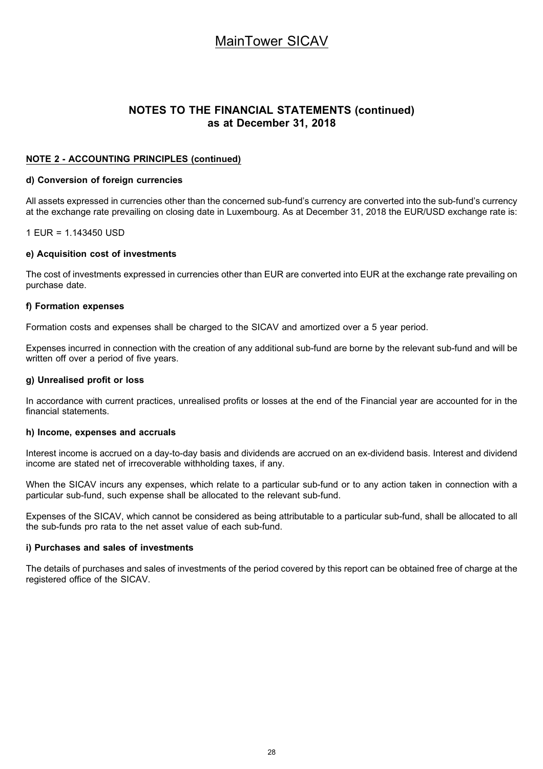# MainTower SICAV

## NOTES TO THE FINANCIAL STATEMENTS (continued) as at December 31, 2018

### NOTE 2 - ACCOUNTING PRINCIPLES (continued)

**d) Conversion of foreign currencies**

All assets expressed in currencies other than the concerned sub-fund's currency are converted into the sub-fund's currency at the exchange rate prevailing on closing date in Luxembourg. As at December 31, 2018 the EUR/USD exchange rate is:

1 EUR = 1.143450 USD

**e) Acquisition cost of investments**

The cost of investments expressed in currencies other than EUR are converted into EUR at the exchange rate prevailing on purchase date.

**f) Formation expenses**

Formation costs and expenses shall be charged to the SICAV and amortized over a 5 year period.

Expenses incurred in connection with the creation of any additional sub-fund are borne by the relevant sub-fund and will be written off over a period of five years.

**g) Unrealised profit or loss**

In accordance with current practices, unrealised profits or losses at the end of the Financial year are accounted for in the financial statements.

**h) Income, expenses and accruals**

Interest income is accrued on a day-to-day basis and dividends are accrued on an ex-dividend basis. Interest and dividend income are stated net of irrecoverable withholding taxes, if any.

When the SICAV incurs any expenses, which relate to a particular sub-fund or to any action taken in connection with a particular sub-fund, such expense shall be allocated to the relevant sub-fund.

Expenses of the SICAV, which cannot be considered as being attributable to a particular sub-fund, shall be allocated to all the sub-funds pro rata to the net asset value of each sub-fund.

**i) Purchases and sales of investments**

The details of purchases and sales of investments of the period covered by this report can be obtained free of charge at the registered office of the SICAV.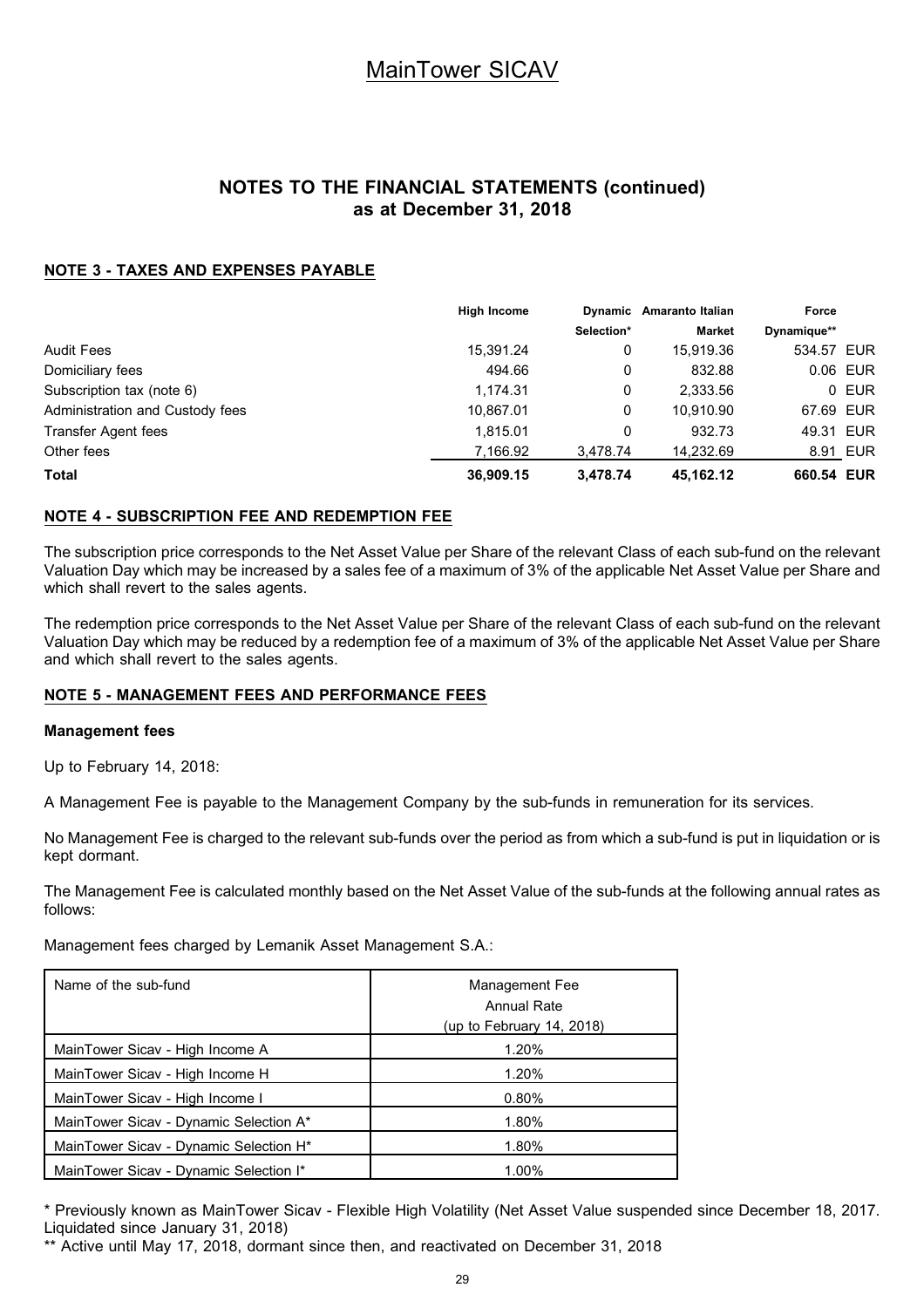# MainTower SICAV

## NOTES TO THE FINANCIAL STATEMENTS (continued) as at December 31, 2018

### NOTE 3 - TAXES AND EXPENSES PAYABLE

| | High Income | Dynamic Selection* | Amaranto Italian Market | Force Dynamique** | |
|---|---|---|---|---|---|
| Audit Fees | 15,391.24 | 0 | 15,919.36 | 534.57 | EUR |
| Domiciliary fees | 494.66 | 0 | 832.88 | 0.06 | EUR |
| Subscription tax (note 6) | 1,174.31 | 0 | 2,333.56 | 0 | EUR |
| Administration and Custody fees | 10,867.01 | 0 | 10,910.90 | 67.69 | EUR |
| Transfer Agent fees | 1,815.01 | 0 | 932.73 | 49.31 | EUR |
| Other fees | 7,166.92 | 3,478.74 | 14,232.69 | 8.91 | EUR |
| **Total** | **36,909.15** | **3,478.74** | **45,162.12** | **660.54** | **EUR** |

### NOTE 4 - SUBSCRIPTION FEE AND REDEMPTION FEE

The subscription price corresponds to the Net Asset Value per Share of the relevant Class of each sub-fund on the relevant Valuation Day which may be increased by a sales fee of a maximum of 3% of the applicable Net Asset Value per Share and which shall revert to the sales agents.

The redemption price corresponds to the Net Asset Value per Share of the relevant Class of each sub-fund on the relevant Valuation Day which may be reduced by a redemption fee of a maximum of 3% of the applicable Net Asset Value per Share and which shall revert to the sales agents.

### NOTE 5 - MANAGEMENT FEES AND PERFORMANCE FEES

**Management fees**

Up to February 14, 2018:

A Management Fee is payable to the Management Company by the sub-funds in remuneration for its services.

No Management Fee is charged to the relevant sub-funds over the period as from which a sub-fund is put in liquidation or is kept dormant.

The Management Fee is calculated monthly based on the Net Asset Value of the sub-funds at the following annual rates as follows:

Management fees charged by Lemanik Asset Management S.A.:

| Name of the sub-fund | Management Fee Annual Rate (up to February 14, 2018) |
|---|---|
| MainTower Sicav - High Income A | 1.20% |
| MainTower Sicav - High Income H | 1.20% |
| MainTower Sicav - High Income I | 0.80% |
| MainTower Sicav - Dynamic Selection A* | 1.80% |
| MainTower Sicav - Dynamic Selection H* | 1.80% |
| MainTower Sicav - Dynamic Selection I* | 1.00% |

\* Previously known as MainTower Sicav - Flexible High Volatility (Net Asset Value suspended since December 18, 2017. Liquidated since January 31, 2018)

\*\* Active until May 17, 2018, dormant since then, and reactivated on December 31, 2018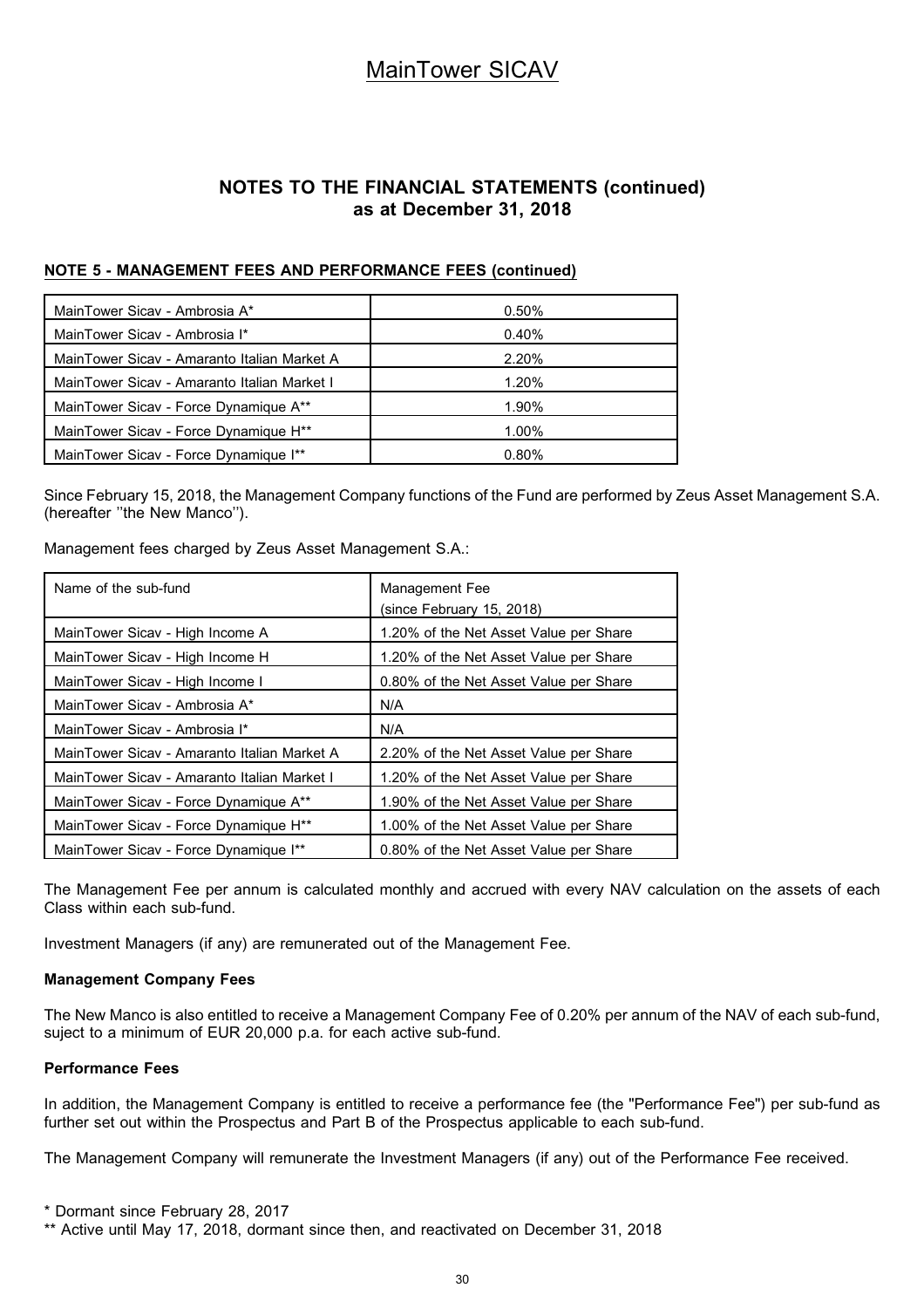## NOTES TO THE FINANCIAL STATEMENTS (continued) as at December 31, 2018

### NOTE 5 - MANAGEMENT FEES AND PERFORMANCE FEES (continued)

| | |
|---|---|
| MainTower Sicav - Ambrosia A* | 0.50% |
| MainTower Sicav - Ambrosia I* | 0.40% |
| MainTower Sicav - Amaranto Italian Market A | 2.20% |
| MainTower Sicav - Amaranto Italian Market I | 1.20% |
| MainTower Sicav - Force Dynamique A** | 1.90% |
| MainTower Sicav - Force Dynamique H** | 1.00% |
| MainTower Sicav - Force Dynamique I** | 0.80% |

Since February 15, 2018, the Management Company functions of the Fund are performed by Zeus Asset Management S.A. (hereafter ''the New Manco'').

Management fees charged by Zeus Asset Management S.A.:

| Name of the sub-fund | Management Fee (since February 15, 2018) |
|---|---|
| MainTower Sicav - High Income A | 1.20% of the Net Asset Value per Share |
| MainTower Sicav - High Income H | 1.20% of the Net Asset Value per Share |
| MainTower Sicav - High Income I | 0.80% of the Net Asset Value per Share |
| MainTower Sicav - Ambrosia A* | N/A |
| MainTower Sicav - Ambrosia I* | N/A |
| MainTower Sicav - Amaranto Italian Market A | 2.20% of the Net Asset Value per Share |
| MainTower Sicav - Amaranto Italian Market I | 1.20% of the Net Asset Value per Share |
| MainTower Sicav - Force Dynamique A** | 1.90% of the Net Asset Value per Share |
| MainTower Sicav - Force Dynamique H** | 1.00% of the Net Asset Value per Share |
| MainTower Sicav - Force Dynamique I** | 0.80% of the Net Asset Value per Share |

The Management Fee per annum is calculated monthly and accrued with every NAV calculation on the assets of each Class within each sub-fund.

Investment Managers (if any) are remunerated out of the Management Fee.

**Management Company Fees**

The New Manco is also entitled to receive a Management Company Fee of 0.20% per annum of the NAV of each sub-fund, suject to a minimum of EUR 20,000 p.a. for each active sub-fund.

**Performance Fees**

In addition, the Management Company is entitled to receive a performance fee (the "Performance Fee") per sub-fund as further set out within the Prospectus and Part B of the Prospectus applicable to each sub-fund.

The Management Company will remunerate the Investment Managers (if any) out of the Performance Fee received.

* Dormant since February 28, 2017

** Active until May 17, 2018, dormant since then, and reactivated on December 31, 2018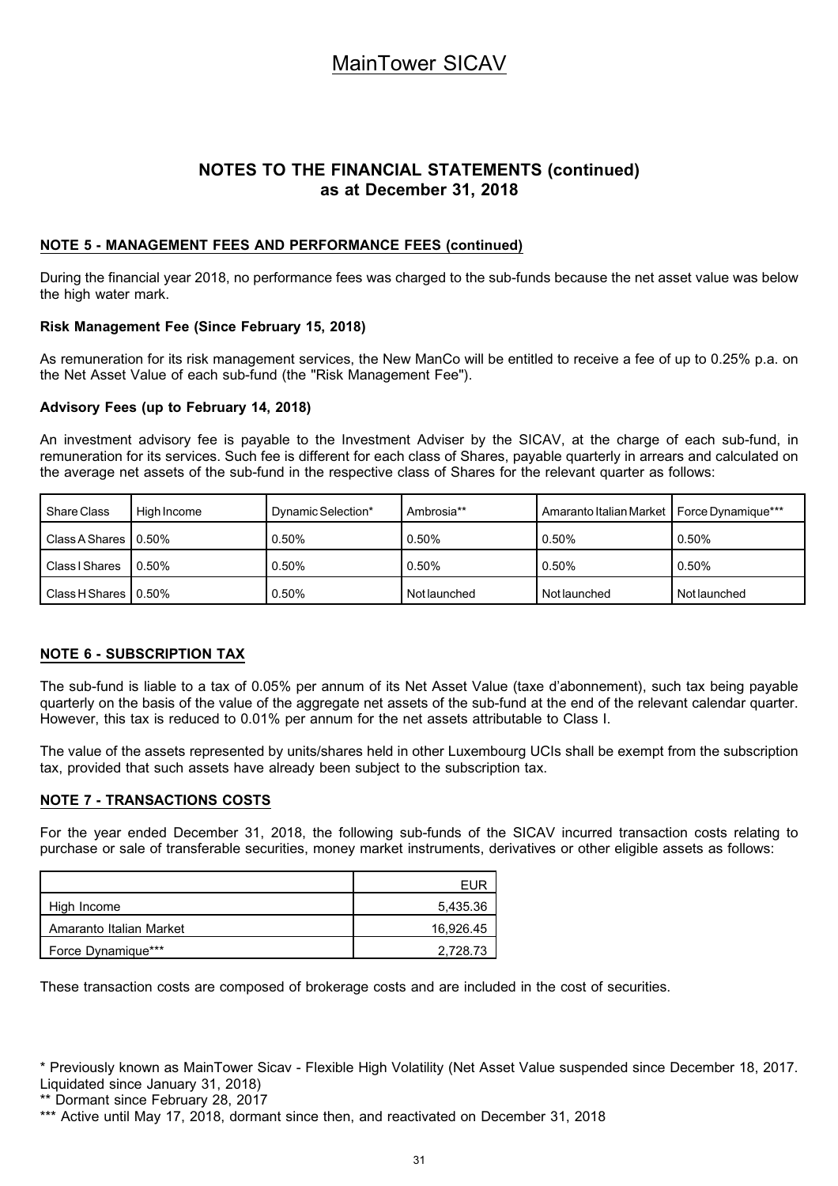# MainTower SICAV

## NOTES TO THE FINANCIAL STATEMENTS (continued) as at December 31, 2018

### NOTE 5 - MANAGEMENT FEES AND PERFORMANCE FEES (continued)

During the financial year 2018, no performance fees was charged to the sub-funds because the net asset value was below the high water mark.

**Risk Management Fee (Since February 15, 2018)**

As remuneration for its risk management services, the New ManCo will be entitled to receive a fee of up to 0.25% p.a. on the Net Asset Value of each sub-fund (the "Risk Management Fee").

**Advisory Fees (up to February 14, 2018)**

An investment advisory fee is payable to the Investment Adviser by the SICAV, at the charge of each sub-fund, in remuneration for its services. Such fee is different for each class of Shares, payable quarterly in arrears and calculated on the average net assets of the sub-fund in the respective class of Shares for the relevant quarter as follows:

| Share Class | High Income | Dynamic Selection* | Ambrosia** | Amaranto Italian Market | Force Dynamique*** |
|---|---|---|---|---|---|
| Class A Shares | 0.50% | 0.50% | 0.50% | 0.50% | 0.50% |
| Class I Shares | 0.50% | 0.50% | 0.50% | 0.50% | 0.50% |
| Class H Shares | 0.50% | 0.50% | Not launched | Not launched | Not launched |

### NOTE 6 - SUBSCRIPTION TAX

The sub-fund is liable to a tax of 0.05% per annum of its Net Asset Value (taxe d'abonnement), such tax being payable quarterly on the basis of the value of the aggregate net assets of the sub-fund at the end of the relevant calendar quarter. However, this tax is reduced to 0.01% per annum for the net assets attributable to Class I.

The value of the assets represented by units/shares held in other Luxembourg UCIs shall be exempt from the subscription tax, provided that such assets have already been subject to the subscription tax.

### NOTE 7 - TRANSACTIONS COSTS

For the year ended December 31, 2018, the following sub-funds of the SICAV incurred transaction costs relating to purchase or sale of transferable securities, money market instruments, derivatives or other eligible assets as follows:

| | EUR |
|---|---|
| High Income | 5,435.36 |
| Amaranto Italian Market | 16,926.45 |
| Force Dynamique*** | 2,728.73 |

These transaction costs are composed of brokerage costs and are included in the cost of securities.

\* Previously known as MainTower Sicav - Flexible High Volatility (Net Asset Value suspended since December 18, 2017. Liquidated since January 31, 2018)

** Dormant since February 28, 2017

*** Active until May 17, 2018, dormant since then, and reactivated on December 31, 2018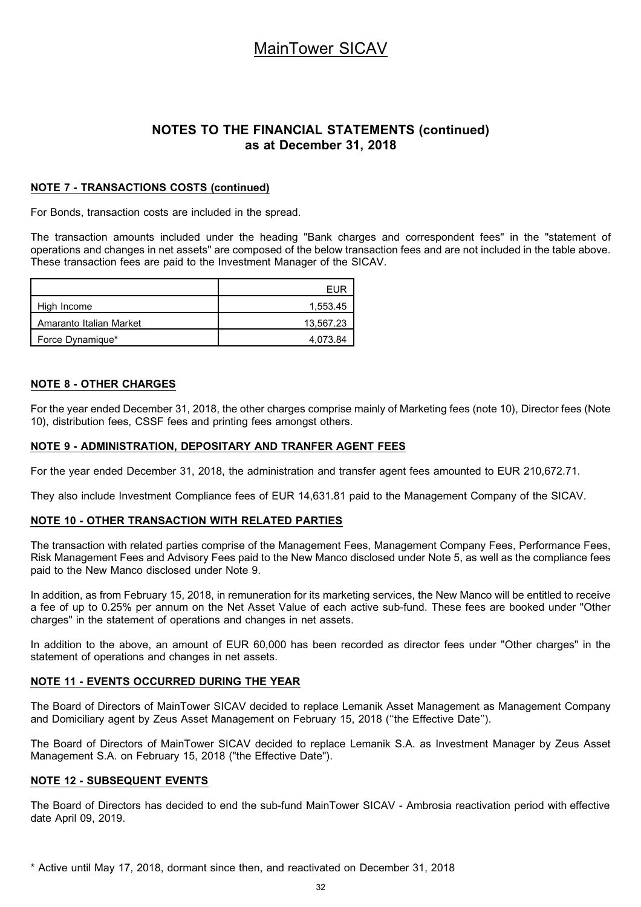# MainTower SICAV

## NOTES TO THE FINANCIAL STATEMENTS (continued) as at December 31, 2018

### NOTE 7 - TRANSACTIONS COSTS (continued)

For Bonds, transaction costs are included in the spread.

The transaction amounts included under the heading "Bank charges and correspondent fees" in the "statement of operations and changes in net assets" are composed of the below transaction fees and are not included in the table above. These transaction fees are paid to the Investment Manager of the SICAV.

| | EUR |
|---|---|
| High Income | 1,553.45 |
| Amaranto Italian Market | 13,567.23 |
| Force Dynamique* | 4,073.84 |

### NOTE 8 - OTHER CHARGES

For the year ended December 31, 2018, the other charges comprise mainly of Marketing fees (note 10), Director fees (Note 10), distribution fees, CSSF fees and printing fees amongst others.

### NOTE 9 - ADMINISTRATION, DEPOSITARY AND TRANFER AGENT FEES

For the year ended December 31, 2018, the administration and transfer agent fees amounted to EUR 210,672.71.

They also include Investment Compliance fees of EUR 14,631.81 paid to the Management Company of the SICAV.

### NOTE 10 - OTHER TRANSACTION WITH RELATED PARTIES

The transaction with related parties comprise of the Management Fees, Management Company Fees, Performance Fees, Risk Management Fees and Advisory Fees paid to the New Manco disclosed under Note 5, as well as the compliance fees paid to the New Manco disclosed under Note 9.

In addition, as from February 15, 2018, in remuneration for its marketing services, the New Manco will be entitled to receive a fee of up to 0.25% per annum on the Net Asset Value of each active sub-fund. These fees are booked under "Other charges" in the statement of operations and changes in net assets.

In addition to the above, an amount of EUR 60,000 has been recorded as director fees under "Other charges" in the statement of operations and changes in net assets.

### NOTE 11 - EVENTS OCCURRED DURING THE YEAR

The Board of Directors of MainTower SICAV decided to replace Lemanik Asset Management as Management Company and Domiciliary agent by Zeus Asset Management on February 15, 2018 (''the Effective Date'').

The Board of Directors of MainTower SICAV decided to replace Lemanik S.A. as Investment Manager by Zeus Asset Management S.A. on February 15, 2018 ("the Effective Date").

### NOTE 12 - SUBSEQUENT EVENTS

The Board of Directors has decided to end the sub-fund MainTower SICAV - Ambrosia reactivation period with effective date April 09, 2019.

\* Active until May 17, 2018, dormant since then, and reactivated on December 31, 2018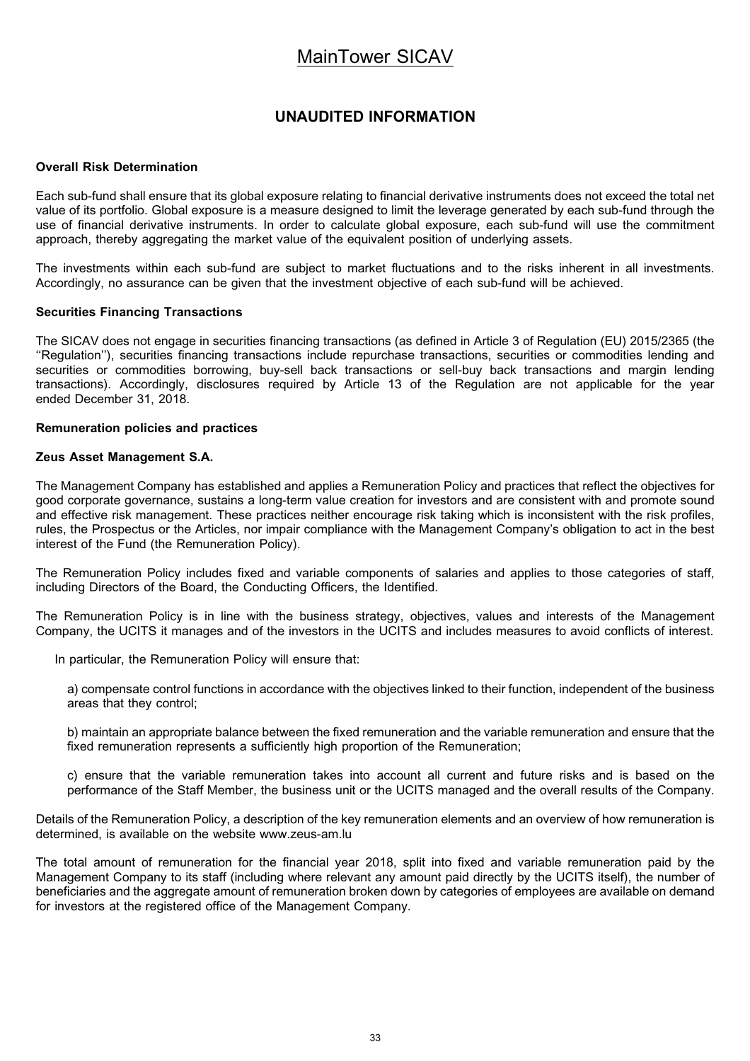# MainTower SICAV

## UNAUDITED INFORMATION

**Overall Risk Determination**

Each sub-fund shall ensure that its global exposure relating to financial derivative instruments does not exceed the total net value of its portfolio. Global exposure is a measure designed to limit the leverage generated by each sub-fund through the use of financial derivative instruments. In order to calculate global exposure, each sub-fund will use the commitment approach, thereby aggregating the market value of the equivalent position of underlying assets.

The investments within each sub-fund are subject to market fluctuations and to the risks inherent in all investments. Accordingly, no assurance can be given that the investment objective of each sub-fund will be achieved.

**Securities Financing Transactions**

The SICAV does not engage in securities financing transactions (as defined in Article 3 of Regulation (EU) 2015/2365 (the ''Regulation''), securities financing transactions include repurchase transactions, securities or commodities lending and securities or commodities borrowing, buy-sell back transactions or sell-buy back transactions and margin lending transactions). Accordingly, disclosures required by Article 13 of the Regulation are not applicable for the year ended December 31, 2018.

**Remuneration policies and practices**

**Zeus Asset Management S.A.**

The Management Company has established and applies a Remuneration Policy and practices that reflect the objectives for good corporate governance, sustains a long-term value creation for investors and are consistent with and promote sound and effective risk management. These practices neither encourage risk taking which is inconsistent with the risk profiles, rules, the Prospectus or the Articles, nor impair compliance with the Management Company's obligation to act in the best interest of the Fund (the Remuneration Policy).

The Remuneration Policy includes fixed and variable components of salaries and applies to those categories of staff, including Directors of the Board, the Conducting Officers, the Identified.

The Remuneration Policy is in line with the business strategy, objectives, values and interests of the Management Company, the UCITS it manages and of the investors in the UCITS and includes measures to avoid conflicts of interest.

In particular, the Remuneration Policy will ensure that:

a) compensate control functions in accordance with the objectives linked to their function, independent of the business areas that they control;

b) maintain an appropriate balance between the fixed remuneration and the variable remuneration and ensure that the fixed remuneration represents a sufficiently high proportion of the Remuneration;

c) ensure that the variable remuneration takes into account all current and future risks and is based on the performance of the Staff Member, the business unit or the UCITS managed and the overall results of the Company.

Details of the Remuneration Policy, a description of the key remuneration elements and an overview of how remuneration is determined, is available on the website www.zeus-am.lu

The total amount of remuneration for the financial year 2018, split into fixed and variable remuneration paid by the Management Company to its staff (including where relevant any amount paid directly by the UCITS itself), the number of beneficiaries and the aggregate amount of remuneration broken down by categories of employees are available on demand for investors at the registered office of the Management Company.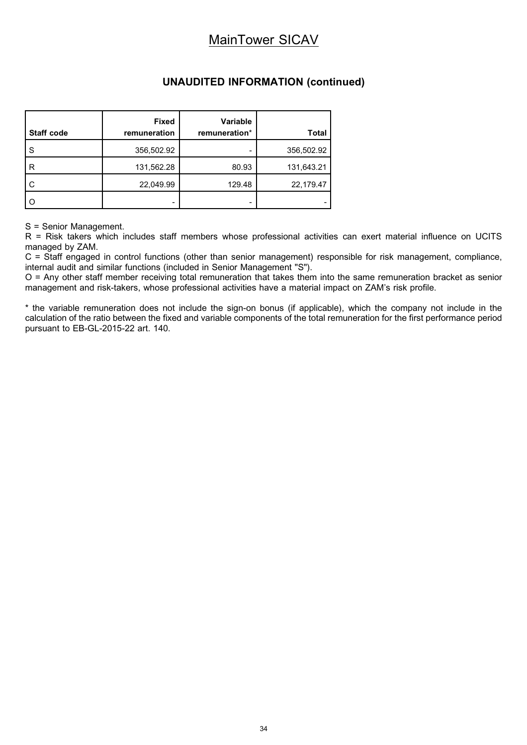# MainTower SICAV

## UNAUDITED INFORMATION (continued)

| Staff code | Fixed remuneration | Variable remuneration* | Total |
|---|---|---|---|
| S | 356,502.92 | - | 356,502.92 |
| R | 131,562.28 | 80.93 | 131,643.21 |
| C | 22,049.99 | 129.48 | 22,179.47 |
| O | - | - | - |

S = Senior Management.

R = Risk takers which includes staff members whose professional activities can exert material influence on UCITS managed by ZAM.

C = Staff engaged in control functions (other than senior management) responsible for risk management, compliance, internal audit and similar functions (included in Senior Management "S").

O = Any other staff member receiving total remuneration that takes them into the same remuneration bracket as senior management and risk-takers, whose professional activities have a material impact on ZAM's risk profile.

* the variable remuneration does not include the sign-on bonus (if applicable), which the company not include in the calculation of the ratio between the fixed and variable components of the total remuneration for the first performance period pursuant to EB-GL-2015-22 art. 140.